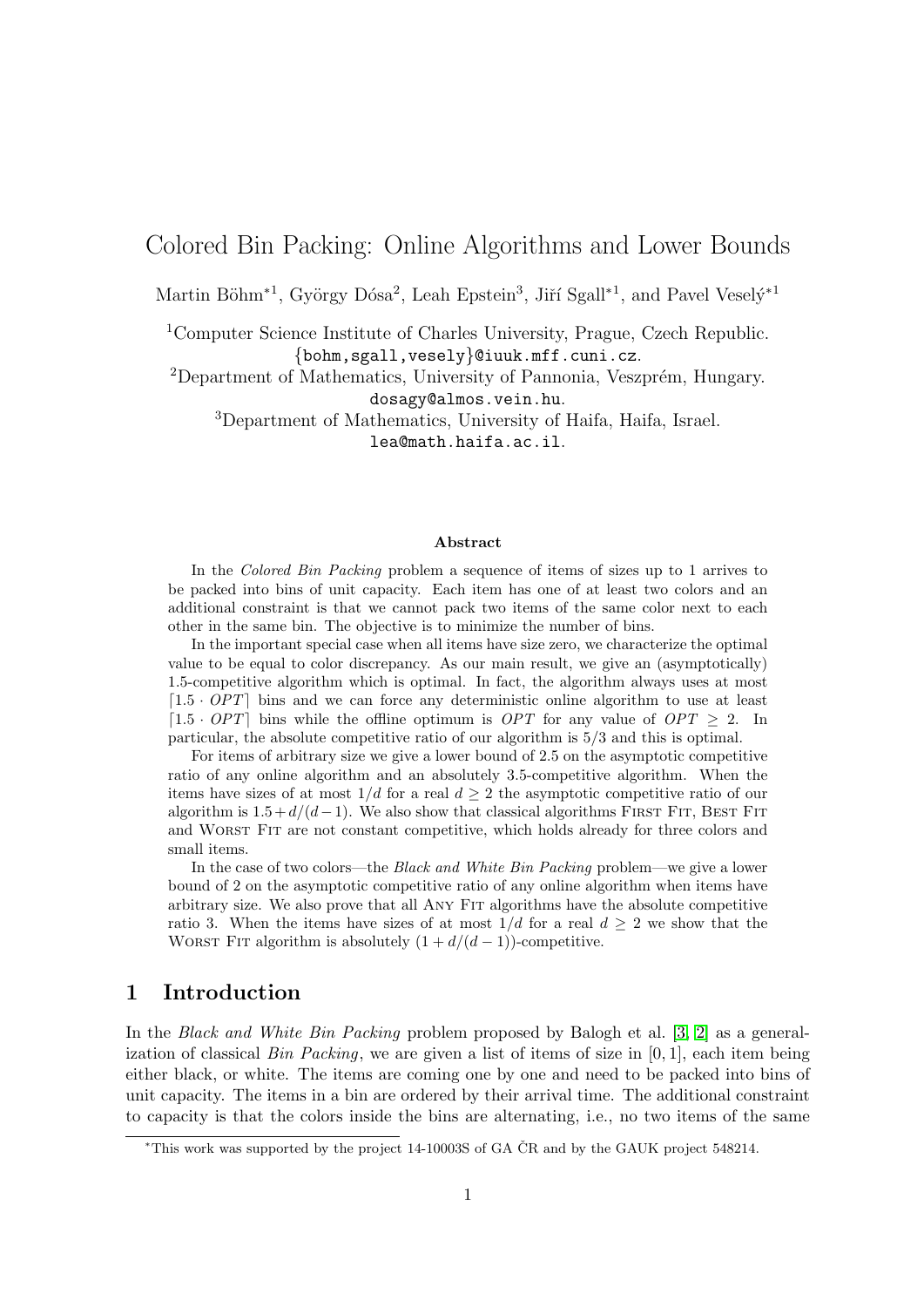# Colored Bin Packing: Online Algorithms and Lower Bounds

Martin Böhm*[1], György Dósa[2], Leah Epstein[3], Jiří Sgall*[1], and Pavel Veselý*[1]

[1]Computer Science Institute of Charles University, Prague, Czech Republic.
{bohm,sgall,vesely}@iuuk.mff.cuni.cz.

[2]Department of Mathematics, University of Pannonia, Veszprém, Hungary.
dosagy@almos.vein.hu.

[3]Department of Mathematics, University of Haifa, Haifa, Israel.
lea@math.haifa.ac.il.

**Abstract**

In the *Colored Bin Packing* problem a sequence of items of sizes up to 1 arrives to be packed into bins of unit capacity. Each item has one of at least two colors and an additional constraint is that we cannot pack two items of the same color next to each other in the same bin. The objective is to minimize the number of bins.

In the important special case when all items have size zero, we characterize the optimal value to be equal to color discrepancy. As our main result, we give an (asymptotically) 1.5-competitive algorithm which is optimal. In fact, the algorithm always uses at most $\lceil 1.5 \cdot OPT \rceil$ bins and we can force any deterministic online algorithm to use at least $\lceil 1.5 \cdot OPT \rceil$ bins while the offline optimum is $OPT$ for any value of $OPT \geq 2$. In particular, the absolute competitive ratio of our algorithm is $5/3$ and this is optimal.

For items of arbitrary size we give a lower bound of 2.5 on the asymptotic competitive ratio of any online algorithm and an absolutely 3.5-competitive algorithm. When the items have sizes of at most $1/d$ for a real $d \geq 2$ the asymptotic competitive ratio of our algorithm is $1.5 + d/(d-1)$. We also show that classical algorithms First Fit, Best Fit and Worst Fit are not constant competitive, which holds already for three colors and small items.

In the case of two colors—the *Black and White Bin Packing* problem—we give a lower bound of 2 on the asymptotic competitive ratio of any online algorithm when items have arbitrary size. We also prove that all Any Fit algorithms have the absolute competitive ratio 3. When the items have sizes of at most $1/d$ for a real $d \geq 2$ we show that the Worst Fit algorithm is absolutely $(1 + d/(d-1))$-competitive.

## 1 Introduction

In the *Black and White Bin Packing* problem proposed by Balogh et al. [3, 2] as a generalization of classical *Bin Packing*, we are given a list of items of size in $[0, 1]$, each item being either black, or white. The items are coming one by one and need to be packed into bins of unit capacity. The items in a bin are ordered by their arrival time. The additional constraint to capacity is that the colors inside the bins are alternating, i.e., no two items of the same

*This work was supported by the project 14-10003S of GA ČR and by the GAUK project 548214.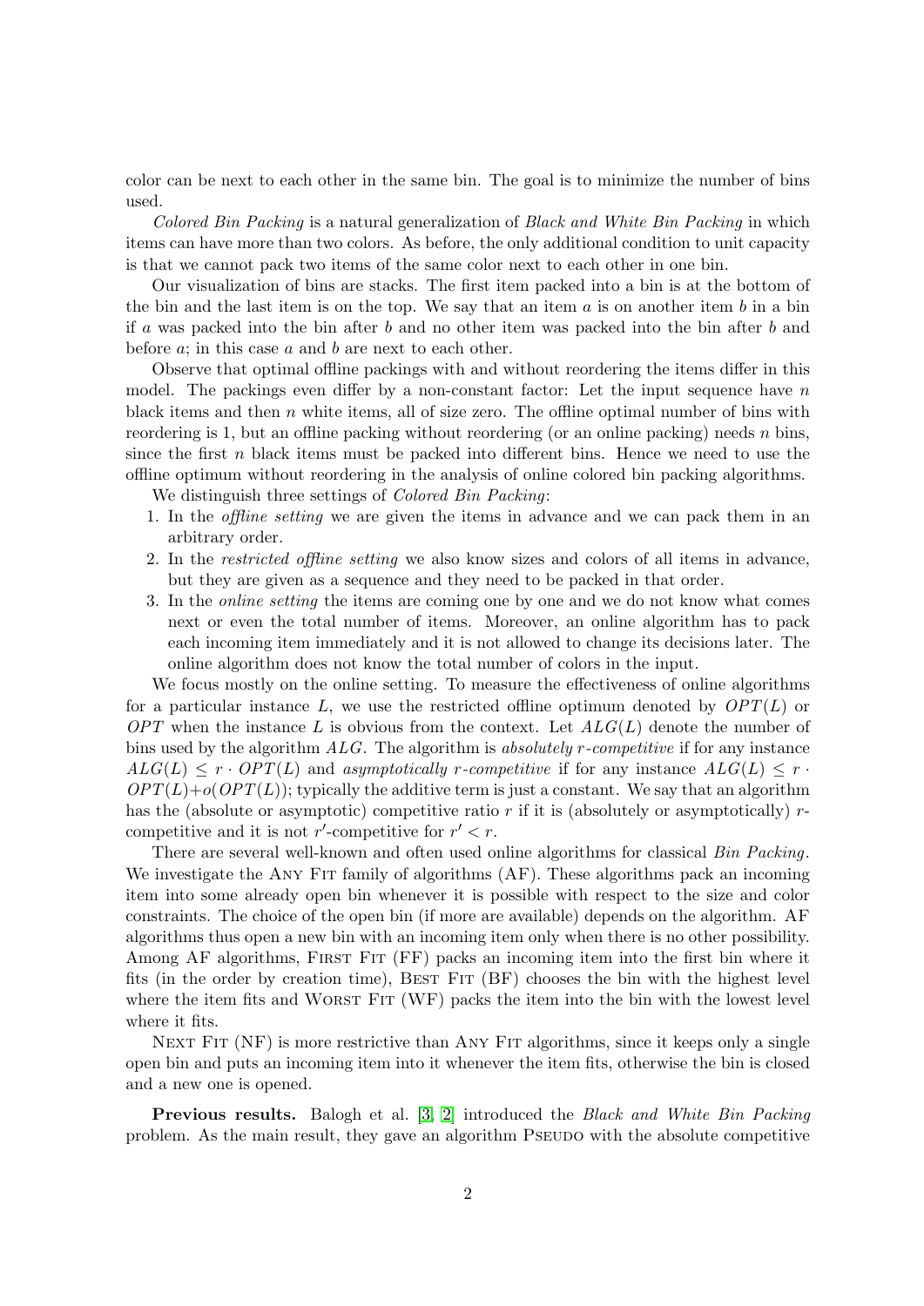color can be next to each other in the same bin. The goal is to minimize the number of bins used.

*Colored Bin Packing* is a natural generalization of *Black and White Bin Packing* in which items can have more than two colors. As before, the only additional condition to unit capacity is that we cannot pack two items of the same color next to each other in one bin.

Our visualization of bins are stacks. The first item packed into a bin is at the bottom of the bin and the last item is on the top. We say that an item $a$ is on another item $b$ in a bin if $a$ was packed into the bin after $b$ and no other item was packed into the bin after $b$ and before $a$; in this case $a$ and $b$ are next to each other.

Observe that optimal offline packings with and without reordering the items differ in this model. The packings even differ by a non-constant factor: Let the input sequence have $n$ black items and then $n$ white items, all of size zero. The offline optimal number of bins with reordering is 1, but an offline packing without reordering (or an online packing) needs $n$ bins, since the first $n$ black items must be packed into different bins. Hence we need to use the offline optimum without reordering in the analysis of online colored bin packing algorithms.

We distinguish three settings of *Colored Bin Packing*:

1. In the *offline setting* we are given the items in advance and we can pack them in an arbitrary order.
2. In the *restricted offline setting* we also know sizes and colors of all items in advance, but they are given as a sequence and they need to be packed in that order.
3. In the *online setting* the items are coming one by one and we do not know what comes next or even the total number of items. Moreover, an online algorithm has to pack each incoming item immediately and it is not allowed to change its decisions later. The online algorithm does not know the total number of colors in the input.

We focus mostly on the online setting. To measure the effectiveness of online algorithms for a particular instance $L$, we use the restricted offline optimum denoted by $OPT(L)$ or $OPT$ when the instance $L$ is obvious from the context. Let $ALG(L)$ denote the number of bins used by the algorithm $ALG$. The algorithm is *absolutely $r$-competitive* if for any instance $ALG(L) \leq r \cdot OPT(L)$ and *asymptotically $r$-competitive* if for any instance $ALG(L) \leq r \cdot OPT(L) + o(OPT(L))$; typically the additive term is just a constant. We say that an algorithm has the (absolute or asymptotic) competitive ratio $r$ if it is (absolutely or asymptotically) $r$-competitive and it is not $r'$-competitive for $r' < r$.

There are several well-known and often used online algorithms for classical *Bin Packing*. We investigate the Any Fit family of algorithms (AF). These algorithms pack an incoming item into some already open bin whenever it is possible with respect to the size and color constraints. The choice of the open bin (if more are available) depends on the algorithm. AF algorithms thus open a new bin with an incoming item only when there is no other possibility. Among AF algorithms, First Fit (FF) packs an incoming item into the first bin where it fits (in the order by creation time), Best Fit (BF) chooses the bin with the highest level where the item fits and Worst Fit (WF) packs the item into the bin with the lowest level where it fits.

Next Fit (NF) is more restrictive than Any Fit algorithms, since it keeps only a single open bin and puts an incoming item into it whenever the item fits, otherwise the bin is closed and a new one is opened.

**Previous results.** Balogh et al. [3, 2] introduced the *Black and White Bin Packing* problem. As the main result, they gave an algorithm Pseudo with the absolute competitive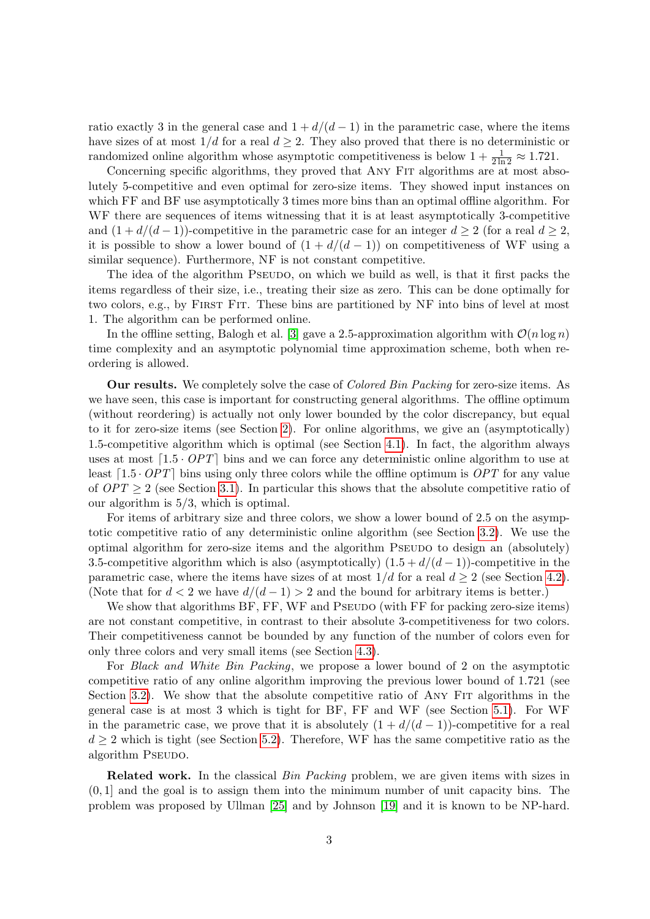ratio exactly 3 in the general case and $1 + d/(d-1)$ in the parametric case, where the items have sizes of at most $1/d$ for a real $d \geq 2$. They also proved that there is no deterministic or randomized online algorithm whose asymptotic competitiveness is below $1 + \frac{1}{2 \ln 2} \approx 1.721$.

Concerning specific algorithms, they proved that Any Fit algorithms are at most absolutely 5-competitive and even optimal for zero-size items. They showed input instances on which FF and BF use asymptotically 3 times more bins than an optimal offline algorithm. For WF there are sequences of items witnessing that it is at least asymptotically 3-competitive and $(1 + d/(d-1))$-competitive in the parametric case for an integer $d \geq 2$ (for a real $d \geq 2$, it is possible to show a lower bound of $(1 + d/(d-1))$ on competitiveness of WF using a similar sequence). Furthermore, NF is not constant competitive.

The idea of the algorithm Pseudo, on which we build as well, is that it first packs the items regardless of their size, i.e., treating their size as zero. This can be done optimally for two colors, e.g., by First Fit. These bins are partitioned by NF into bins of level at most 1. The algorithm can be performed online.

In the offline setting, Balogh et al. [3] gave a 2.5-approximation algorithm with $\mathcal{O}(n \log n)$ time complexity and an asymptotic polynomial time approximation scheme, both when reordering is allowed.

**Our results.** We completely solve the case of *Colored Bin Packing* for zero-size items. As we have seen, this case is important for constructing general algorithms. The offline optimum (without reordering) is actually not only lower bounded by the color discrepancy, but equal to it for zero-size items (see Section 2). For online algorithms, we give an (asymptotically) 1.5-competitive algorithm which is optimal (see Section 4.1). In fact, the algorithm always uses at most $\lceil 1.5 \cdot OPT \rceil$ bins and we can force any deterministic online algorithm to use at least $\lceil 1.5 \cdot OPT \rceil$ bins using only three colors while the offline optimum is $OPT$ for any value of $OPT \geq 2$ (see Section 3.1). In particular this shows that the absolute competitive ratio of our algorithm is $5/3$, which is optimal.

For items of arbitrary size and three colors, we show a lower bound of 2.5 on the asymptotic competitive ratio of any deterministic online algorithm (see Section 3.2). We use the optimal algorithm for zero-size items and the algorithm Pseudo to design an (absolutely) 3.5-competitive algorithm which is also (asymptotically) $(1.5 + d/(d-1))$-competitive in the parametric case, where the items have sizes of at most $1/d$ for a real $d \geq 2$ (see Section 4.2). (Note that for $d < 2$ we have $d/(d-1) > 2$ and the bound for arbitrary items is better.)

We show that algorithms BF, FF, WF and Pseudo (with FF for packing zero-size items) are not constant competitive, in contrast to their absolute 3-competitiveness for two colors. Their competitiveness cannot be bounded by any function of the number of colors even for only three colors and very small items (see Section 4.3).

For *Black and White Bin Packing*, we propose a lower bound of 2 on the asymptotic competitive ratio of any online algorithm improving the previous lower bound of 1.721 (see Section 3.2). We show that the absolute competitive ratio of Any Fit algorithms in the general case is at most 3 which is tight for BF, FF and WF (see Section 5.1). For WF in the parametric case, we prove that it is absolutely $(1 + d/(d-1))$-competitive for a real $d \geq 2$ which is tight (see Section 5.2). Therefore, WF has the same competitive ratio as the algorithm Pseudo.

**Related work.** In the classical *Bin Packing* problem, we are given items with sizes in $(0, 1]$ and the goal is to assign them into the minimum number of unit capacity bins. The problem was proposed by Ullman [25] and by Johnson [19] and it is known to be NP-hard.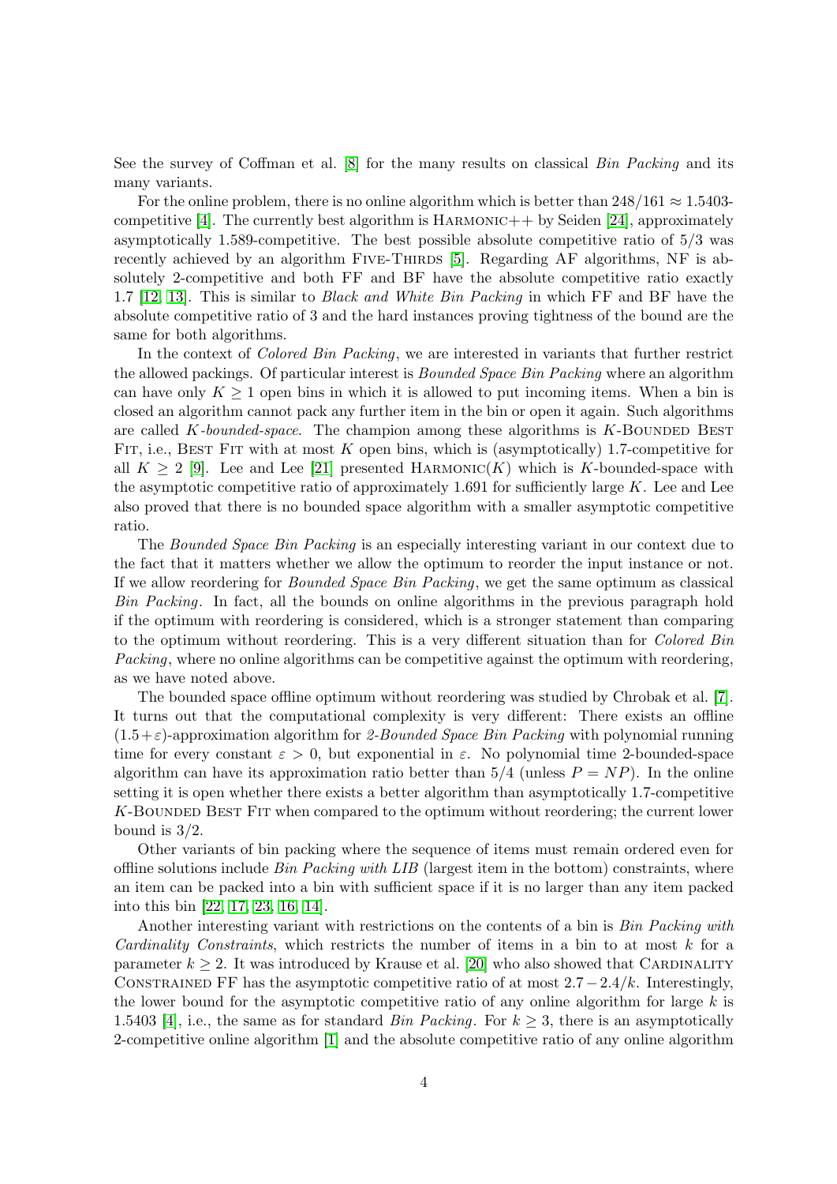See the survey of Coffman et al. [8] for the many results on classical *Bin Packing* and its many variants.

For the online problem, there is no online algorithm which is better than $248/161 \approx 1.5403$-competitive [4]. The currently best algorithm is HARMONIC++ by Seiden [24], approximately asymptotically 1.589-competitive. The best possible absolute competitive ratio of $5/3$ was recently achieved by an algorithm FIVE-THIRDS [5]. Regarding AF algorithms, NF is absolutely 2-competitive and both FF and BF have the absolute competitive ratio exactly 1.7 [12, 13]. This is similar to *Black and White Bin Packing* in which FF and BF have the absolute competitive ratio of 3 and the hard instances proving tightness of the bound are the same for both algorithms.

In the context of *Colored Bin Packing*, we are interested in variants that further restrict the allowed packings. Of particular interest is *Bounded Space Bin Packing* where an algorithm can have only $K \geq 1$ open bins in which it is allowed to put incoming items. When a bin is closed an algorithm cannot pack any further item in the bin or open it again. Such algorithms are called *K-bounded-space*. The champion among these algorithms is $K$-BOUNDED BEST FIT, i.e., BEST FIT with at most $K$ open bins, which is (asymptotically) 1.7-competitive for all $K \geq 2$ [9]. Lee and Lee [21] presented HARMONIC($K$) which is $K$-bounded-space with the asymptotic competitive ratio of approximately 1.691 for sufficiently large $K$. Lee and Lee also proved that there is no bounded space algorithm with a smaller asymptotic competitive ratio.

The *Bounded Space Bin Packing* is an especially interesting variant in our context due to the fact that it matters whether we allow the optimum to reorder the input instance or not. If we allow reordering for *Bounded Space Bin Packing*, we get the same optimum as classical *Bin Packing*. In fact, all the bounds on online algorithms in the previous paragraph hold if the optimum with reordering is considered, which is a stronger statement than comparing to the optimum without reordering. This is a very different situation than for *Colored Bin Packing*, where no online algorithms can be competitive against the optimum with reordering, as we have noted above.

The bounded space offline optimum without reordering was studied by Chrobak et al. [7]. It turns out that the computational complexity is very different: There exists an offline $(1.5+\varepsilon)$-approximation algorithm for *2-Bounded Space Bin Packing* with polynomial running time for every constant $\varepsilon > 0$, but exponential in $\varepsilon$. No polynomial time 2-bounded-space algorithm can have its approximation ratio better than $5/4$ (unless $P = NP$). In the online setting it is open whether there exists a better algorithm than asymptotically 1.7-competitive $K$-BOUNDED BEST FIT when compared to the optimum without reordering; the current lower bound is $3/2$.

Other variants of bin packing where the sequence of items must remain ordered even for offline solutions include *Bin Packing with LIB* (largest item in the bottom) constraints, where an item can be packed into a bin with sufficient space if it is no larger than any item packed into this bin [22, 17, 23, 16, 14].

Another interesting variant with restrictions on the contents of a bin is *Bin Packing with Cardinality Constraints*, which restricts the number of items in a bin to at most $k$ for a parameter $k \geq 2$. It was introduced by Krause et al. [20] who also showed that CARDINALITY CONSTRAINED FF has the asymptotic competitive ratio of at most $2.7 - 2.4/k$. Interestingly, the lower bound for the asymptotic competitive ratio of any online algorithm for large $k$ is 1.5403 [4], i.e., the same as for standard *Bin Packing*. For $k \geq 3$, there is an asymptotically 2-competitive online algorithm [1] and the absolute competitive ratio of any online algorithm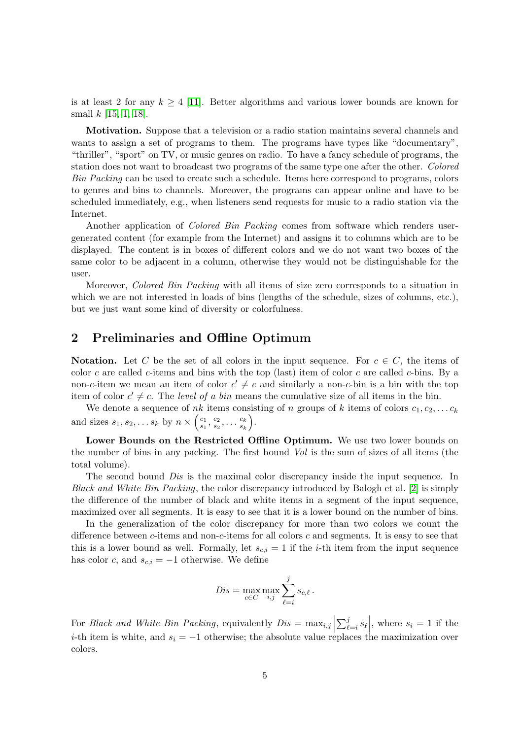is at least 2 for any $k \geq 4$ [11]. Better algorithms and various lower bounds are known for small $k$ [15, 1, 18].

**Motivation.** Suppose that a television or a radio station maintains several channels and wants to assign a set of programs to them. The programs have types like "documentary", "thriller", "sport" on TV, or music genres on radio. To have a fancy schedule of programs, the station does not want to broadcast two programs of the same type one after the other. *Colored Bin Packing* can be used to create such a schedule. Items here correspond to programs, colors to genres and bins to channels. Moreover, the programs can appear online and have to be scheduled immediately, e.g., when listeners send requests for music to a radio station via the Internet.

Another application of *Colored Bin Packing* comes from software which renders user-generated content (for example from the Internet) and assigns it to columns which are to be displayed. The content is in boxes of different colors and we do not want two boxes of the same color to be adjacent in a column, otherwise they would not be distinguishable for the user.

Moreover, *Colored Bin Packing* with all items of size zero corresponds to a situation in which we are not interested in loads of bins (lengths of the schedule, sizes of columns, etc.), but we just want some kind of diversity or colorfulness.

## 2 Preliminaries and Offline Optimum

**Notation.** Let $C$ be the set of all colors in the input sequence. For $c \in C$, the items of color $c$ are called $c$-items and bins with the top (last) item of color $c$ are called $c$-bins. By a non-$c$-item we mean an item of color $c' \neq c$ and similarly a non-$c$-bin is a bin with the top item of color $c' \neq c$. The *level of a bin* means the cumulative size of all items in the bin.

We denote a sequence of $nk$ items consisting of $n$ groups of $k$ items of colors $c_1, c_2, \dots c_k$ and sizes $s_1, s_2, \dots s_k$ by $n \times \binom{c_1}{s_1}, \binom{c_2}{s_2}, \dots \binom{c_k}{s_k}$.

**Lower Bounds on the Restricted Offline Optimum.** We use two lower bounds on the number of bins in any packing. The first bound *Vol* is the sum of sizes of all items (the total volume).

The second bound *Dis* is the maximal color discrepancy inside the input sequence. In *Black and White Bin Packing*, the color discrepancy introduced by Balogh et al. [2] is simply the difference of the number of black and white items in a segment of the input sequence, maximized over all segments. It is easy to see that it is a lower bound on the number of bins.

In the generalization of the color discrepancy for more than two colors we count the difference between $c$-items and non-$c$-items for all colors $c$ and segments. It is easy to see that this is a lower bound as well. Formally, let $s_{c,i} = 1$ if the $i$-th item from the input sequence has color $c$, and $s_{c,i} = -1$ otherwise. We define

$$Dis = \max_{c \in C} \max_{i,j} \sum_{\ell=i}^{j} s_{c,\ell}\,.$$

For *Black and White Bin Packing*, equivalently $Dis = \max_{i,j} \left| \sum_{\ell=i}^{j} s_\ell \right|$, where $s_i = 1$ if the $i$-th item is white, and $s_i = -1$ otherwise; the absolute value replaces the maximization over colors.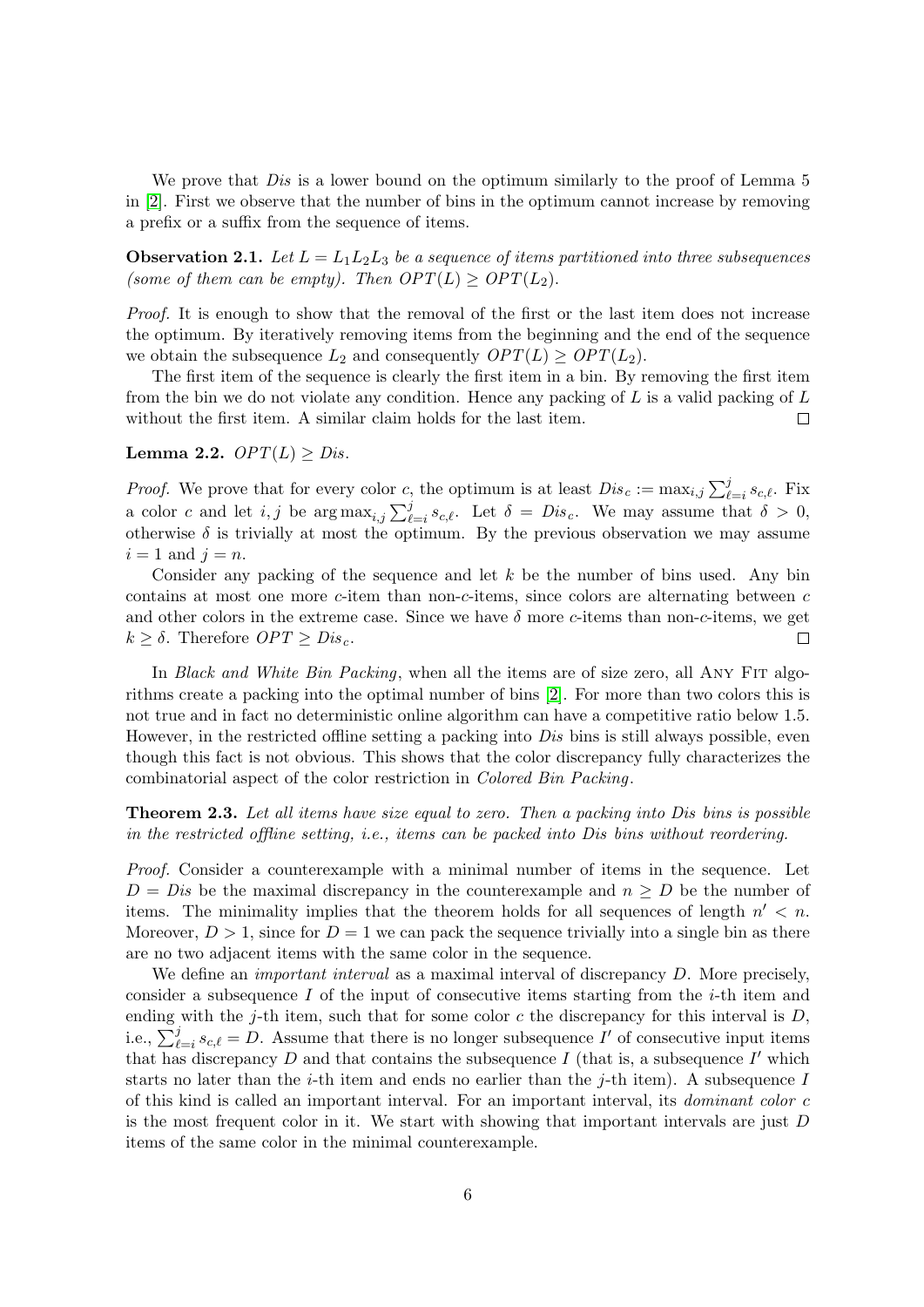We prove that *Dis* is a lower bound on the optimum similarly to the proof of Lemma 5 in [2]. First we observe that the number of bins in the optimum cannot increase by removing a prefix or a suffix from the sequence of items.

**Observation 2.1.** *Let $L = L_1L_2L_3$ be a sequence of items partitioned into three subsequences (some of them can be empty). Then $OPT(L) \geq OPT(L_2)$.*

*Proof.* It is enough to show that the removal of the first or the last item does not increase the optimum. By iteratively removing items from the beginning and the end of the sequence we obtain the subsequence $L_2$ and consequently $OPT(L) \geq OPT(L_2)$.

The first item of the sequence is clearly the first item in a bin. By removing the first item from the bin we do not violate any condition. Hence any packing of $L$ is a valid packing of $L$ without the first item. A similar claim holds for the last item. □

**Lemma 2.2.** *$OPT(L) \geq Dis$.*

*Proof.* We prove that for every color $c$, the optimum is at least $Dis_c := \max_{i,j} \sum_{\ell=i}^{j} s_{c,\ell}$. Fix a color $c$ and let $i, j$ be $\arg\max_{i,j} \sum_{\ell=i}^{j} s_{c,\ell}$. Let $\delta = Dis_c$. We may assume that $\delta > 0$, otherwise $\delta$ is trivially at most the optimum. By the previous observation we may assume $i = 1$ and $j = n$.

Consider any packing of the sequence and let $k$ be the number of bins used. Any bin contains at most one more $c$-item than non-$c$-items, since colors are alternating between $c$ and other colors in the extreme case. Since we have $\delta$ more $c$-items than non-$c$-items, we get $k \geq \delta$. Therefore $OPT \geq Dis_c$. □

In *Black and White Bin Packing*, when all the items are of size zero, all Any Fit algorithms create a packing into the optimal number of bins [2]. For more than two colors this is not true and in fact no deterministic online algorithm can have a competitive ratio below 1.5. However, in the restricted offline setting a packing into *Dis* bins is still always possible, even though this fact is not obvious. This shows that the color discrepancy fully characterizes the combinatorial aspect of the color restriction in *Colored Bin Packing*.

**Theorem 2.3.** *Let all items have size equal to zero. Then a packing into Dis bins is possible in the restricted offline setting, i.e., items can be packed into Dis bins without reordering.*

*Proof.* Consider a counterexample with a minimal number of items in the sequence. Let $D = Dis$ be the maximal discrepancy in the counterexample and $n \geq D$ be the number of items. The minimality implies that the theorem holds for all sequences of length $n' < n$. Moreover, $D > 1$, since for $D = 1$ we can pack the sequence trivially into a single bin as there are no two adjacent items with the same color in the sequence.

We define an *important interval* as a maximal interval of discrepancy $D$. More precisely, consider a subsequence $I$ of the input of consecutive items starting from the $i$-th item and ending with the $j$-th item, such that for some color $c$ the discrepancy for this interval is $D$, i.e., $\sum_{\ell=i}^{j} s_{c,\ell} = D$. Assume that there is no longer subsequence $I'$ of consecutive input items that has discrepancy $D$ and that contains the subsequence $I$ (that is, a subsequence $I'$ which starts no later than the $i$-th item and ends no earlier than the $j$-th item). A subsequence $I$ of this kind is called an important interval. For an important interval, its *dominant color* $c$ is the most frequent color in it. We start with showing that important intervals are just $D$ items of the same color in the minimal counterexample.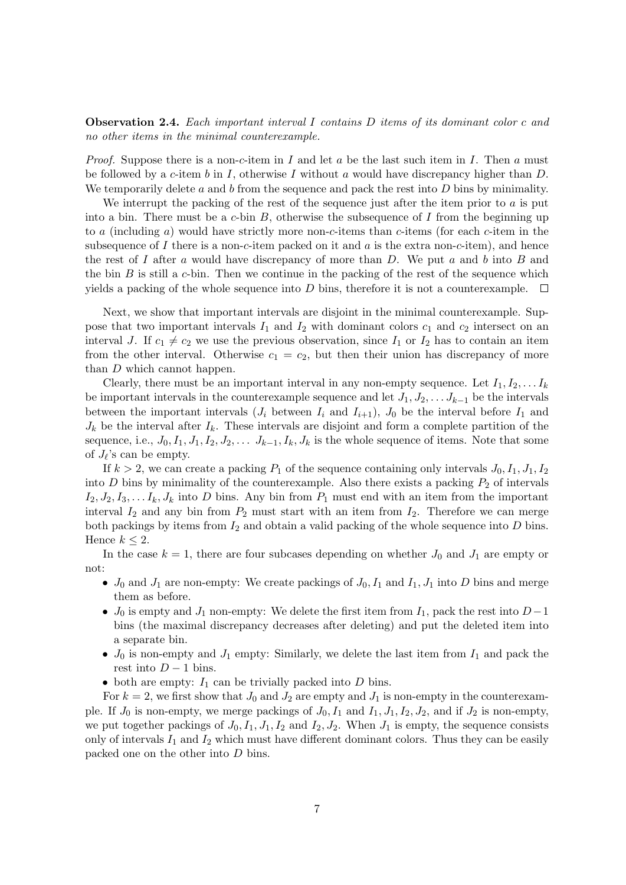**Observation 2.4.** *Each important interval $I$ contains $D$ items of its dominant color $c$ and no other items in the minimal counterexample.*

*Proof.* Suppose there is a non-$c$-item in $I$ and let $a$ be the last such item in $I$. Then $a$ must be followed by a $c$-item $b$ in $I$, otherwise $I$ without $a$ would have discrepancy higher than $D$. We temporarily delete $a$ and $b$ from the sequence and pack the rest into $D$ bins by minimality.

We interrupt the packing of the rest of the sequence just after the item prior to $a$ is put into a bin. There must be a $c$-bin $B$, otherwise the subsequence of $I$ from the beginning up to $a$ (including $a$) would have strictly more non-$c$-items than $c$-items (for each $c$-item in the subsequence of $I$ there is a non-$c$-item packed on it and $a$ is the extra non-$c$-item), and hence the rest of $I$ after $a$ would have discrepancy of more than $D$. We put $a$ and $b$ into $B$ and the bin $B$ is still a $c$-bin. Then we continue in the packing of the rest of the sequence which yields a packing of the whole sequence into $D$ bins, therefore it is not a counterexample. $\square$

Next, we show that important intervals are disjoint in the minimal counterexample. Suppose that two important intervals $I_1$ and $I_2$ with dominant colors $c_1$ and $c_2$ intersect on an interval $J$. If $c_1 \neq c_2$ we use the previous observation, since $I_1$ or $I_2$ has to contain an item from the other interval. Otherwise $c_1 = c_2$, but then their union has discrepancy of more than $D$ which cannot happen.

Clearly, there must be an important interval in any non-empty sequence. Let $I_1, I_2, \ldots I_k$ be important intervals in the counterexample sequence and let $J_1, J_2, \ldots J_{k-1}$ be the intervals between the important intervals ($J_i$ between $I_i$ and $I_{i+1}$), $J_0$ be the interval before $I_1$ and $J_k$ be the interval after $I_k$. These intervals are disjoint and form a complete partition of the sequence, i.e., $J_0, I_1, J_1, I_2, J_2, \ldots\ J_{k-1}, I_k, J_k$ is the whole sequence of items. Note that some of $J_\ell$'s can be empty.

If $k > 2$, we can create a packing $P_1$ of the sequence containing only intervals $J_0, I_1, J_1, I_2$ into $D$ bins by minimality of the counterexample. Also there exists a packing $P_2$ of intervals $I_2, J_2, I_3, \ldots I_k, J_k$ into $D$ bins. Any bin from $P_1$ must end with an item from the important interval $I_2$ and any bin from $P_2$ must start with an item from $I_2$. Therefore we can merge both packings by items from $I_2$ and obtain a valid packing of the whole sequence into $D$ bins. Hence $k \leq 2$.

In the case $k = 1$, there are four subcases depending on whether $J_0$ and $J_1$ are empty or not:

- $J_0$ and $J_1$ are non-empty: We create packings of $J_0, I_1$ and $I_1, J_1$ into $D$ bins and merge them as before.
- $J_0$ is empty and $J_1$ non-empty: We delete the first item from $I_1$, pack the rest into $D-1$ bins (the maximal discrepancy decreases after deleting) and put the deleted item into a separate bin.
- $J_0$ is non-empty and $J_1$ empty: Similarly, we delete the last item from $I_1$ and pack the rest into $D-1$ bins.
- both are empty: $I_1$ can be trivially packed into $D$ bins.

For $k = 2$, we first show that $J_0$ and $J_2$ are empty and $J_1$ is non-empty in the counterexample. If $J_0$ is non-empty, we merge packings of $J_0, I_1$ and $I_1, J_1, I_2, J_2$, and if $J_2$ is non-empty, we put together packings of $J_0, I_1, J_1, I_2$ and $I_2, J_2$. When $J_1$ is empty, the sequence consists only of intervals $I_1$ and $I_2$ which must have different dominant colors. Thus they can be easily packed one on the other into $D$ bins.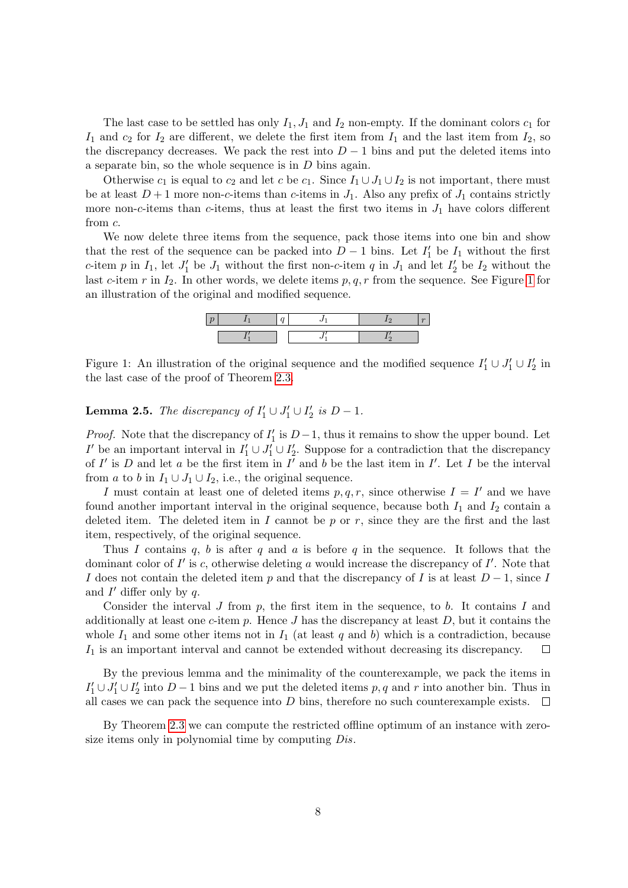The last case to be settled has only $I_1, J_1$ and $I_2$ non-empty. If the dominant colors $c_1$ for $I_1$ and $c_2$ for $I_2$ are different, we delete the first item from $I_1$ and the last item from $I_2$, so the discrepancy decreases. We pack the rest into $D-1$ bins and put the deleted items into a separate bin, so the whole sequence is in $D$ bins again.

Otherwise $c_1$ is equal to $c_2$ and let $c$ be $c_1$. Since $I_1 \cup J_1 \cup I_2$ is not important, there must be at least $D+1$ more non-$c$-items than $c$-items in $J_1$. Also any prefix of $J_1$ contains strictly more non-$c$-items than $c$-items, thus at least the first two items in $J_1$ have colors different from $c$.

We now delete three items from the sequence, pack those items into one bin and show that the rest of the sequence can be packed into $D-1$ bins. Let $I_1'$ be $I_1$ without the first $c$-item $p$ in $I_1$, let $J_1'$ be $J_1$ without the first non-$c$-item $q$ in $J_1$ and let $I_2'$ be $I_2$ without the last $c$-item $r$ in $I_2$. In other words, we delete items $p, q, r$ from the sequence. See Figure 1 for an illustration of the original and modified sequence.

| $p$ | $I_1$ | $q$ | $J_1$ | $I_2$ | $r$ |
|---|---|---|---|---|---|
| | $I_1'$ | | $J_1'$ | $I_2'$ | |

Figure 1: An illustration of the original sequence and the modified sequence $I_1' \cup J_1' \cup I_2'$ in the last case of the proof of Theorem 2.3.

**Lemma 2.5.** *The discrepancy of $I_1' \cup J_1' \cup I_2'$ is $D-1$.*

*Proof.* Note that the discrepancy of $I_1'$ is $D-1$, thus it remains to show the upper bound. Let $I'$ be an important interval in $I_1' \cup J_1' \cup I_2'$. Suppose for a contradiction that the discrepancy of $I'$ is $D$ and let $a$ be the first item in $I'$ and $b$ be the last item in $I'$. Let $I$ be the interval from $a$ to $b$ in $I_1 \cup J_1 \cup I_2$, i.e., the original sequence.

$I$ must contain at least one of deleted items $p, q, r$, since otherwise $I = I'$ and we have found another important interval in the original sequence, because both $I_1$ and $I_2$ contain a deleted item. The deleted item in $I$ cannot be $p$ or $r$, since they are the first and the last item, respectively, of the original sequence.

Thus $I$ contains $q$, $b$ is after $q$ and $a$ is before $q$ in the sequence. It follows that the dominant color of $I'$ is $c$, otherwise deleting $a$ would increase the discrepancy of $I'$. Note that $I$ does not contain the deleted item $p$ and that the discrepancy of $I$ is at least $D-1$, since $I$ and $I'$ differ only by $q$.

Consider the interval $J$ from $p$, the first item in the sequence, to $b$. It contains $I$ and additionally at least one $c$-item $p$. Hence $J$ has the discrepancy at least $D$, but it contains the whole $I_1$ and some other items not in $I_1$ (at least $q$ and $b$) which is a contradiction, because $I_1$ is an important interval and cannot be extended without decreasing its discrepancy. $\square$

By the previous lemma and the minimality of the counterexample, we pack the items in $I_1' \cup J_1' \cup I_2'$ into $D-1$ bins and we put the deleted items $p, q$ and $r$ into another bin. Thus in all cases we can pack the sequence into $D$ bins, therefore no such counterexample exists. $\square$

By Theorem 2.3 we can compute the restricted offline optimum of an instance with zero-size items only in polynomial time by computing *Dis*.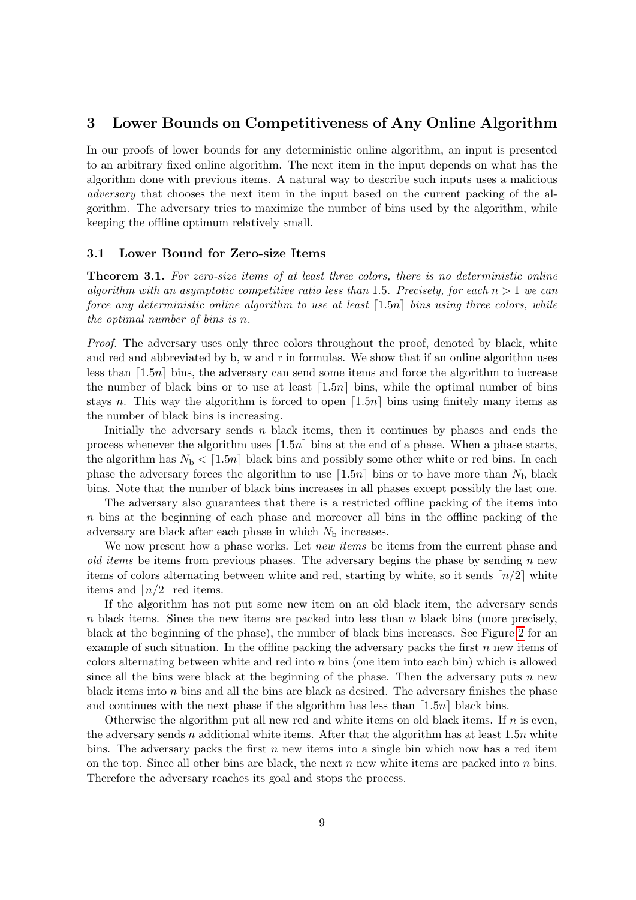## 3 Lower Bounds on Competitiveness of Any Online Algorithm

In our proofs of lower bounds for any deterministic online algorithm, an input is presented to an arbitrary fixed online algorithm. The next item in the input depends on what has the algorithm done with previous items. A natural way to describe such inputs uses a malicious *adversary* that chooses the next item in the input based on the current packing of the algorithm. The adversary tries to maximize the number of bins used by the algorithm, while keeping the offline optimum relatively small.

### 3.1 Lower Bound for Zero-size Items

**Theorem 3.1.** *For zero-size items of at least three colors, there is no deterministic online algorithm with an asymptotic competitive ratio less than* 1.5*. Precisely, for each* $n > 1$ *we can force any deterministic online algorithm to use at least* $\lceil 1.5n \rceil$ *bins using three colors, while the optimal number of bins is* $n$*.*

*Proof.* The adversary uses only three colors throughout the proof, denoted by black, white and red and abbreviated by b, w and r in formulas. We show that if an online algorithm uses less than $\lceil 1.5n \rceil$ bins, the adversary can send some items and force the algorithm to increase the number of black bins or to use at least $\lceil 1.5n \rceil$ bins, while the optimal number of bins stays $n$. This way the algorithm is forced to open $\lceil 1.5n \rceil$ bins using finitely many items as the number of black bins is increasing.

Initially the adversary sends $n$ black items, then it continues by phases and ends the process whenever the algorithm uses $\lceil 1.5n \rceil$ bins at the end of a phase. When a phase starts, the algorithm has $N_{\mathrm{b}} < \lceil 1.5n \rceil$ black bins and possibly some other white or red bins. In each phase the adversary forces the algorithm to use $\lceil 1.5n \rceil$ bins or to have more than $N_{\mathrm{b}}$ black bins. Note that the number of black bins increases in all phases except possibly the last one.

The adversary also guarantees that there is a restricted offline packing of the items into $n$ bins at the beginning of each phase and moreover all bins in the offline packing of the adversary are black after each phase in which $N_{\mathrm{b}}$ increases.

We now present how a phase works. Let *new items* be items from the current phase and *old items* be items from previous phases. The adversary begins the phase by sending $n$ new items of colors alternating between white and red, starting by white, so it sends $\lceil n/2 \rceil$ white items and $\lfloor n/2 \rfloor$ red items.

If the algorithm has not put some new item on an old black item, the adversary sends $n$ black items. Since the new items are packed into less than $n$ black bins (more precisely, black at the beginning of the phase), the number of black bins increases. See Figure 2 for an example of such situation. In the offline packing the adversary packs the first $n$ new items of colors alternating between white and red into $n$ bins (one item into each bin) which is allowed since all the bins were black at the beginning of the phase. Then the adversary puts $n$ new black items into $n$ bins and all the bins are black as desired. The adversary finishes the phase and continues with the next phase if the algorithm has less than $\lceil 1.5n \rceil$ black bins.

Otherwise the algorithm put all new red and white items on old black items. If $n$ is even, the adversary sends $n$ additional white items. After that the algorithm has at least $1.5n$ white bins. The adversary packs the first $n$ new items into a single bin which now has a red item on the top. Since all other bins are black, the next $n$ new white items are packed into $n$ bins. Therefore the adversary reaches its goal and stops the process.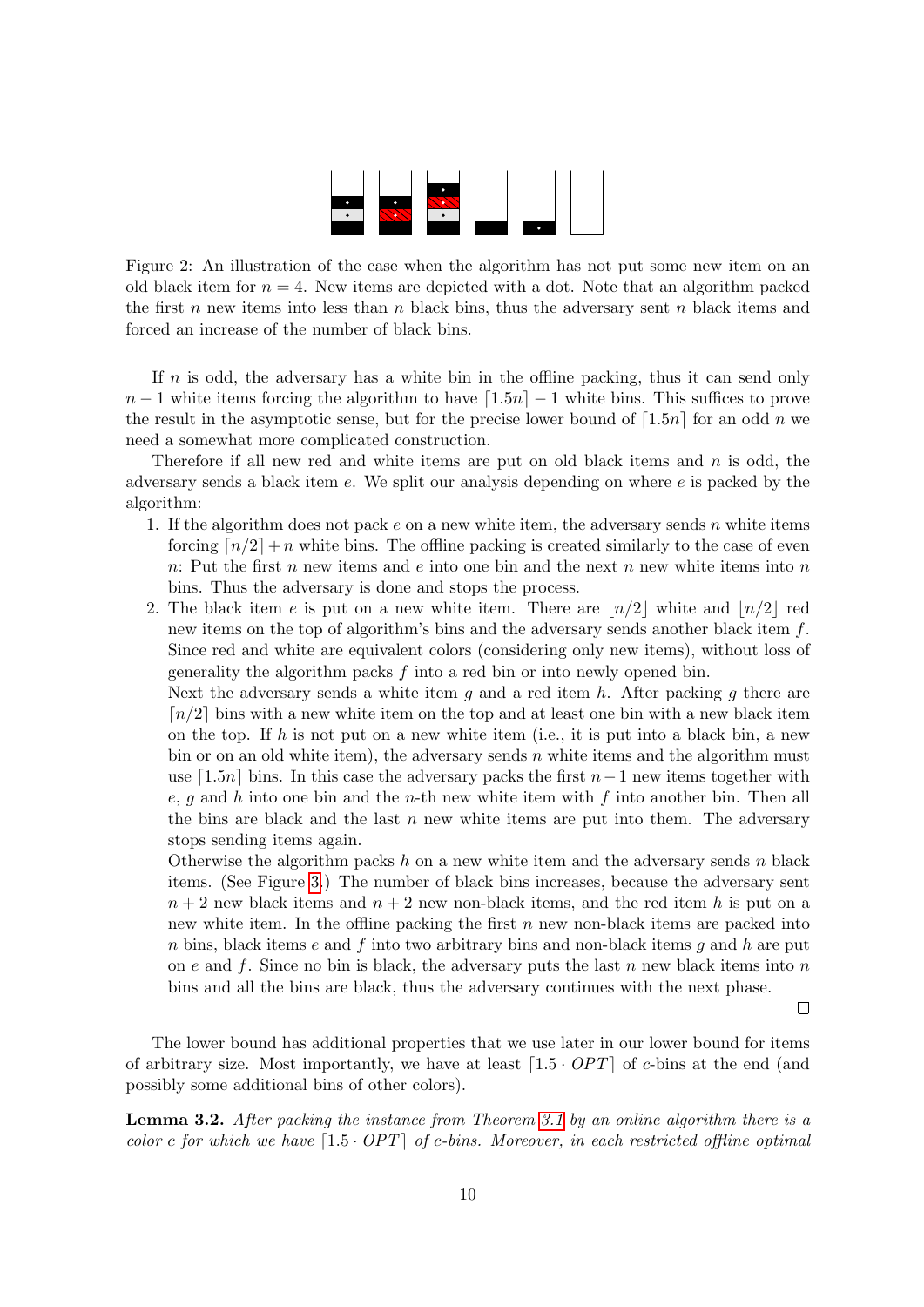Figure 2: An illustration of the case when the algorithm has not put some new item on an old black item for $n = 4$. New items are depicted with a dot. Note that an algorithm packed the first $n$ new items into less than $n$ black bins, thus the adversary sent $n$ black items and forced an increase of the number of black bins.

If $n$ is odd, the adversary has a white bin in the offline packing, thus it can send only $n-1$ white items forcing the algorithm to have $\lceil 1.5n \rceil - 1$ white bins. This suffices to prove the result in the asymptotic sense, but for the precise lower bound of $\lceil 1.5n \rceil$ for an odd $n$ we need a somewhat more complicated construction.

Therefore if all new red and white items are put on old black items and $n$ is odd, the adversary sends a black item $e$. We split our analysis depending on where $e$ is packed by the algorithm:

1. If the algorithm does not pack $e$ on a new white item, the adversary sends $n$ white items forcing $\lceil n/2 \rceil + n$ white bins. The offline packing is created similarly to the case of even $n$: Put the first $n$ new items and $e$ into one bin and the next $n$ new white items into $n$ bins. Thus the adversary is done and stops the process.
2. The black item $e$ is put on a new white item. There are $\lfloor n/2 \rfloor$ white and $\lfloor n/2 \rfloor$ red new items on the top of algorithm's bins and the adversary sends another black item $f$. Since red and white are equivalent colors (considering only new items), without loss of generality the algorithm packs $f$ into a red bin or into newly opened bin.

   Next the adversary sends a white item $g$ and a red item $h$. After packing $g$ there are $\lceil n/2 \rceil$ bins with a new white item on the top and at least one bin with a new black item on the top. If $h$ is not put on a new white item (i.e., it is put into a black bin, a new bin or on an old white item), the adversary sends $n$ white items and the algorithm must use $\lceil 1.5n \rceil$ bins. In this case the adversary packs the first $n-1$ new items together with $e$, $g$ and $h$ into one bin and the $n$-th new white item with $f$ into another bin. Then all the bins are black and the last $n$ new white items are put into them. The adversary stops sending items again.

   Otherwise the algorithm packs $h$ on a new white item and the adversary sends $n$ black items. (See Figure 3.) The number of black bins increases, because the adversary sent $n+2$ new black items and $n+2$ new non-black items, and the red item $h$ is put on a new white item. In the offline packing the first $n$ new non-black items are packed into $n$ bins, black items $e$ and $f$ into two arbitrary bins and non-black items $g$ and $h$ are put on $e$ and $f$. Since no bin is black, the adversary puts the last $n$ new black items into $n$ bins and all the bins are black, thus the adversary continues with the next phase.

□

The lower bound has additional properties that we use later in our lower bound for items of arbitrary size. Most importantly, we have at least $\lceil 1.5 \cdot OPT \rceil$ of $c$-bins at the end (and possibly some additional bins of other colors).

**Lemma 3.2.** *After packing the instance from Theorem 3.1 by an online algorithm there is a color $c$ for which we have $\lceil 1.5 \cdot OPT \rceil$ of $c$-bins. Moreover, in each restricted offline optimal*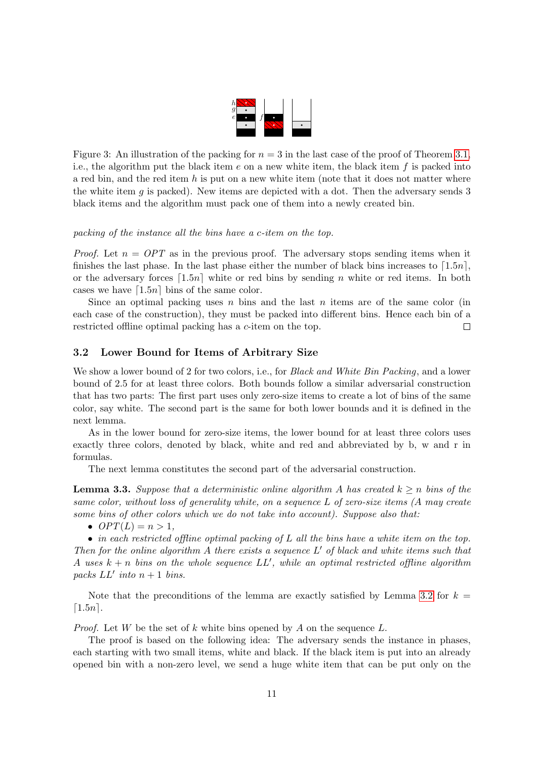Figure 3: An illustration of the packing for $n = 3$ in the last case of the proof of Theorem 3.1, i.e., the algorithm put the black item $e$ on a new white item, the black item $f$ is packed into a red bin, and the red item $h$ is put on a new white item (note that it does not matter where the white item $g$ is packed). New items are depicted with a dot. Then the adversary sends 3 black items and the algorithm must pack one of them into a newly created bin.

*packing of the instance all the bins have a c-item on the top.*

*Proof.* Let $n = OPT$ as in the previous proof. The adversary stops sending items when it finishes the last phase. In the last phase either the number of black bins increases to $\lceil 1.5n \rceil$, or the adversary forces $\lceil 1.5n \rceil$ white or red bins by sending $n$ white or red items. In both cases we have $\lceil 1.5n \rceil$ bins of the same color.

Since an optimal packing uses $n$ bins and the last $n$ items are of the same color (in each case of the construction), they must be packed into different bins. Hence each bin of a restricted offline optimal packing has a $c$-item on the top. □

### 3.2 Lower Bound for Items of Arbitrary Size

We show a lower bound of 2 for two colors, i.e., for *Black and White Bin Packing*, and a lower bound of 2.5 for at least three colors. Both bounds follow a similar adversarial construction that has two parts: The first part uses only zero-size items to create a lot of bins of the same color, say white. The second part is the same for both lower bounds and it is defined in the next lemma.

As in the lower bound for zero-size items, the lower bound for at least three colors uses exactly three colors, denoted by black, white and red and abbreviated by b, w and r in formulas.

The next lemma constitutes the second part of the adversarial construction.

**Lemma 3.3.** *Suppose that a deterministic online algorithm $A$ has created $k \geq n$ bins of the same color, without loss of generality white, on a sequence $L$ of zero-size items ($A$ may create some bins of other colors which we do not take into account). Suppose also that:*

- *$OPT(L) = n > 1$,*
- *in each restricted offline optimal packing of $L$ all the bins have a white item on the top.*

*Then for the online algorithm $A$ there exists a sequence $L'$ of black and white items such that $A$ uses $k + n$ bins on the whole sequence $LL'$, while an optimal restricted offline algorithm packs $LL'$ into $n + 1$ bins.*

Note that the preconditions of the lemma are exactly satisfied by Lemma 3.2 for $k = \lceil 1.5n \rceil$.

*Proof.* Let $W$ be the set of $k$ white bins opened by $A$ on the sequence $L$.

The proof is based on the following idea: The adversary sends the instance in phases, each starting with two small items, white and black. If the black item is put into an already opened bin with a non-zero level, we send a huge white item that can be put only on the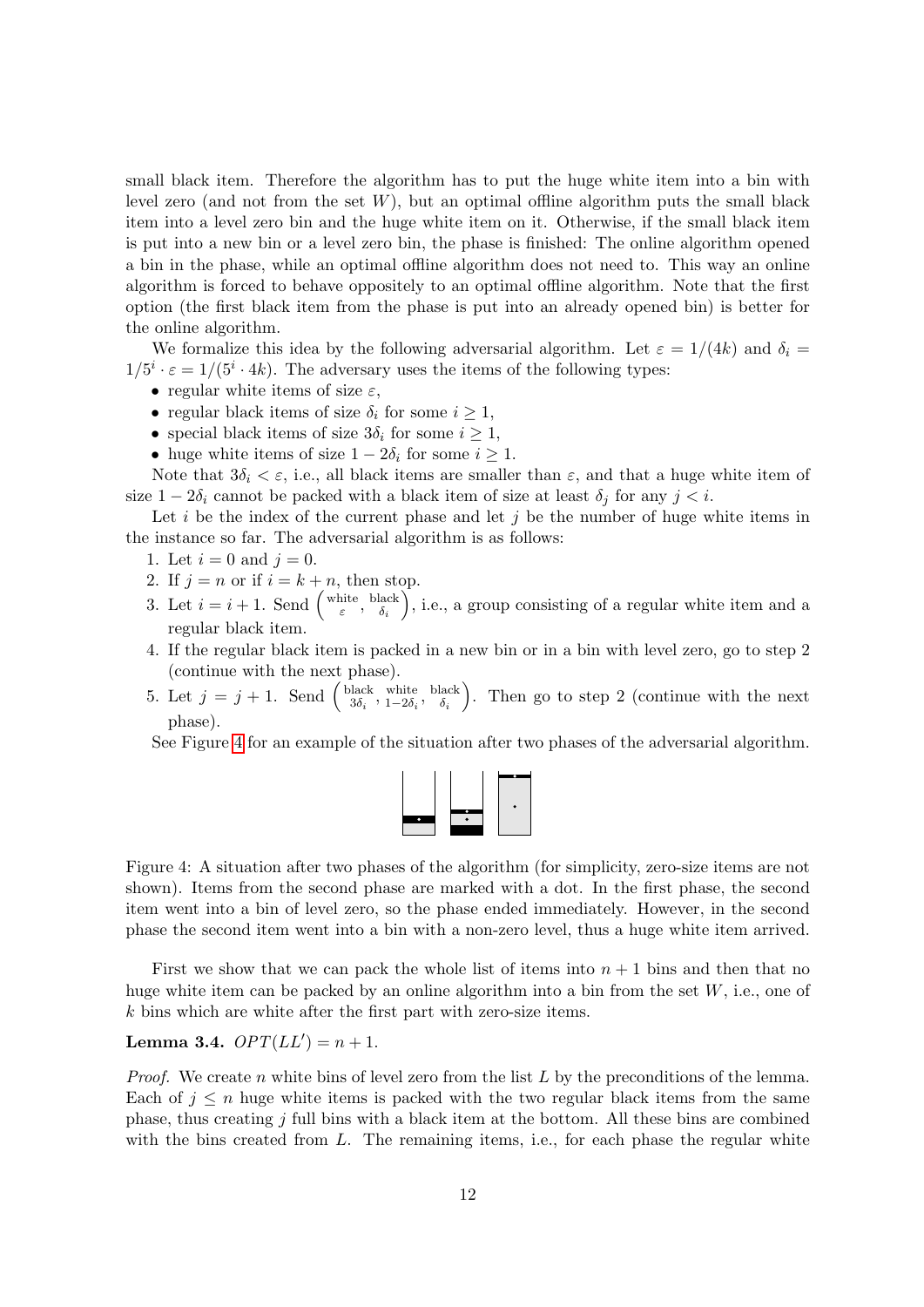small black item. Therefore the algorithm has to put the huge white item into a bin with level zero (and not from the set $W$), but an optimal offline algorithm puts the small black item into a level zero bin and the huge white item on it. Otherwise, if the small black item is put into a new bin or a level zero bin, the phase is finished: The online algorithm opened a bin in the phase, while an optimal offline algorithm does not need to. This way an online algorithm is forced to behave oppositely to an optimal offline algorithm. Note that the first option (the first black item from the phase is put into an already opened bin) is better for the online algorithm.

We formalize this idea by the following adversarial algorithm. Let $\varepsilon = 1/(4k)$ and $\delta_i = 1/5^i \cdot \varepsilon = 1/(5^i \cdot 4k)$. The adversary uses the items of the following types:

- regular white items of size $\varepsilon$,
- regular black items of size $\delta_i$ for some $i \geq 1$,
- special black items of size $3\delta_i$ for some $i \geq 1$,
- huge white items of size $1 - 2\delta_i$ for some $i \geq 1$.

Note that $3\delta_i < \varepsilon$, i.e., all black items are smaller than $\varepsilon$, and that a huge white item of size $1 - 2\delta_i$ cannot be packed with a black item of size at least $\delta_j$ for any $j < i$.

Let $i$ be the index of the current phase and let $j$ be the number of huge white items in the instance so far. The adversarial algorithm is as follows:

1. Let $i = 0$ and $j = 0$.
2. If $j = n$ or if $i = k + n$, then stop.
3. Let $i = i + 1$. Send $\left( \substack{\text{white} \\ \varepsilon}, \substack{\text{black} \\ \delta_i} \right)$, i.e., a group consisting of a regular white item and a regular black item.
4. If the regular black item is packed in a new bin or in a bin with level zero, go to step 2 (continue with the next phase).
5. Let $j = j + 1$. Send $\left( \substack{\text{black} \\ 3\delta_i}, \substack{\text{white} \\ 1-2\delta_i}, \substack{\text{black} \\ \delta_i} \right)$. Then go to step 2 (continue with the next phase).

See Figure 4 for an example of the situation after two phases of the adversarial algorithm.

Figure 4: A situation after two phases of the algorithm (for simplicity, zero-size items are not shown). Items from the second phase are marked with a dot. In the first phase, the second item went into a bin of level zero, so the phase ended immediately. However, in the second phase the second item went into a bin with a non-zero level, thus a huge white item arrived.

First we show that we can pack the whole list of items into $n + 1$ bins and then that no huge white item can be packed by an online algorithm into a bin from the set $W$, i.e., one of $k$ bins which are white after the first part with zero-size items.

**Lemma 3.4.** $OPT(LL') = n + 1$.

*Proof.* We create $n$ white bins of level zero from the list $L$ by the preconditions of the lemma. Each of $j \leq n$ huge white items is packed with the two regular black items from the same phase, thus creating $j$ full bins with a black item at the bottom. All these bins are combined with the bins created from $L$. The remaining items, i.e., for each phase the regular white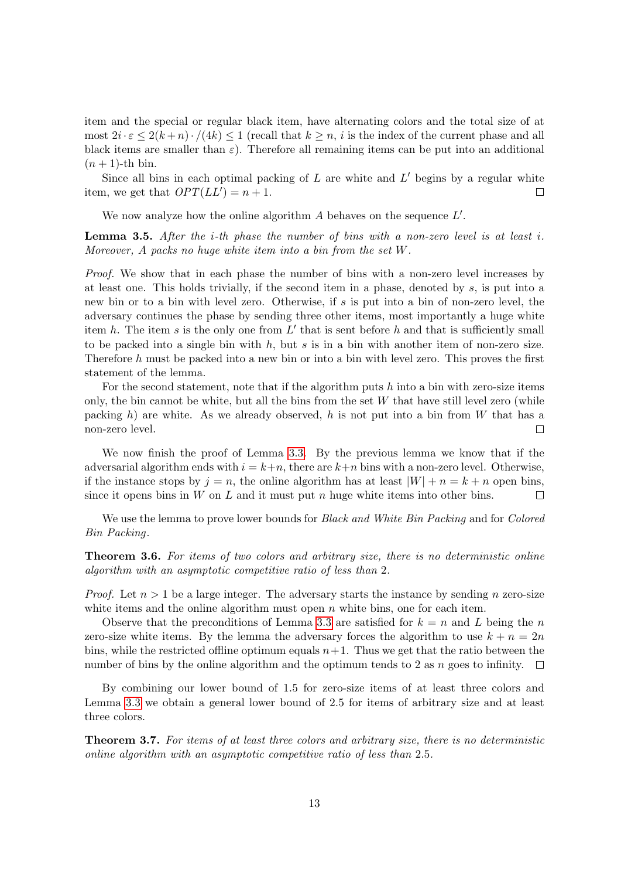item and the special or regular black item, have alternating colors and the total size of at most $2i \cdot \varepsilon \leq 2(k+n) \cdot /(4k) \leq 1$ (recall that $k \geq n$, $i$ is the index of the current phase and all black items are smaller than $\varepsilon$). Therefore all remaining items can be put into an additional $(n+1)$-th bin.

Since all bins in each optimal packing of $L$ are white and $L'$ begins by a regular white item, we get that $OPT(LL') = n + 1$. □

We now analyze how the online algorithm $A$ behaves on the sequence $L'$.

**Lemma 3.5.** *After the $i$-th phase the number of bins with a non-zero level is at least $i$. Moreover, $A$ packs no huge white item into a bin from the set $W$.*

*Proof.* We show that in each phase the number of bins with a non-zero level increases by at least one. This holds trivially, if the second item in a phase, denoted by $s$, is put into a new bin or to a bin with level zero. Otherwise, if $s$ is put into a bin of non-zero level, the adversary continues the phase by sending three other items, most importantly a huge white item $h$. The item $s$ is the only one from $L'$ that is sent before $h$ and that is sufficiently small to be packed into a single bin with $h$, but $s$ is in a bin with another item of non-zero size. Therefore $h$ must be packed into a new bin or into a bin with level zero. This proves the first statement of the lemma.

For the second statement, note that if the algorithm puts $h$ into a bin with zero-size items only, the bin cannot be white, but all the bins from the set $W$ that have still level zero (while packing $h$) are white. As we already observed, $h$ is not put into a bin from $W$ that has a non-zero level. □

We now finish the proof of Lemma 3.3. By the previous lemma we know that if the adversarial algorithm ends with $i = k+n$, there are $k+n$ bins with a non-zero level. Otherwise, if the instance stops by $j = n$, the online algorithm has at least $|W| + n = k + n$ open bins, since it opens bins in $W$ on $L$ and it must put $n$ huge white items into other bins. □

We use the lemma to prove lower bounds for *Black and White Bin Packing* and for *Colored Bin Packing*.

**Theorem 3.6.** *For items of two colors and arbitrary size, there is no deterministic online algorithm with an asymptotic competitive ratio of less than 2.*

*Proof.* Let $n > 1$ be a large integer. The adversary starts the instance by sending $n$ zero-size white items and the online algorithm must open $n$ white bins, one for each item.

Observe that the preconditions of Lemma 3.3 are satisfied for $k = n$ and $L$ being the $n$ zero-size white items. By the lemma the adversary forces the algorithm to use $k + n = 2n$ bins, while the restricted offline optimum equals $n+1$. Thus we get that the ratio between the number of bins by the online algorithm and the optimum tends to 2 as $n$ goes to infinity. □

By combining our lower bound of 1.5 for zero-size items of at least three colors and Lemma 3.3 we obtain a general lower bound of 2.5 for items of arbitrary size and at least three colors.

**Theorem 3.7.** *For items of at least three colors and arbitrary size, there is no deterministic online algorithm with an asymptotic competitive ratio of less than 2.5.*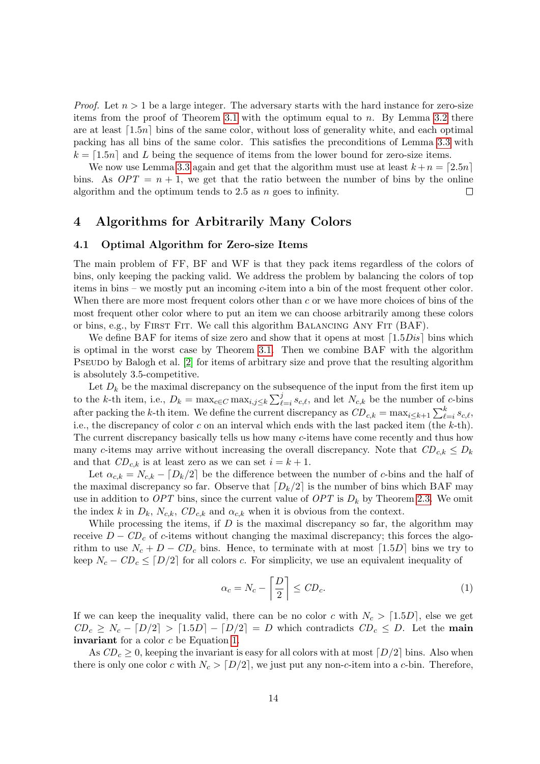*Proof.* Let $n > 1$ be a large integer. The adversary starts with the hard instance for zero-size items from the proof of Theorem 3.1 with the optimum equal to $n$. By Lemma 3.2 there are at least $\lceil 1.5n \rceil$ bins of the same color, without loss of generality white, and each optimal packing has all bins of the same color. This satisfies the preconditions of Lemma 3.3 with $k = \lceil 1.5n \rceil$ and $L$ being the sequence of items from the lower bound for zero-size items.

We now use Lemma 3.3 again and get that the algorithm must use at least $k + n = \lceil 2.5n \rceil$ bins. As $OPT = n + 1$, we get that the ratio between the number of bins by the online algorithm and the optimum tends to 2.5 as $n$ goes to infinity. □

# 4 Algorithms for Arbitrarily Many Colors

## 4.1 Optimal Algorithm for Zero-size Items

The main problem of FF, BF and WF is that they pack items regardless of the colors of bins, only keeping the packing valid. We address the problem by balancing the colors of top items in bins – we mostly put an incoming $c$-item into a bin of the most frequent other color. When there are more most frequent colors other than $c$ or we have more choices of bins of the most frequent other color where to put an item we can choose arbitrarily among these colors or bins, e.g., by First Fit. We call this algorithm Balancing Any Fit (BAF).

We define BAF for items of size zero and show that it opens at most $\lceil 1.5 Dis \rceil$ bins which is optimal in the worst case by Theorem 3.1. Then we combine BAF with the algorithm Pseudo by Balogh et al. [2] for items of arbitrary size and prove that the resulting algorithm is absolutely 3.5-competitive.

Let $D_k$ be the maximal discrepancy on the subsequence of the input from the first item up to the $k$-th item, i.e., $D_k = \max_{c \in C} \max_{i,j \leq k} \sum_{\ell=i}^{j} s_{c,\ell}$, and let $N_{c,k}$ be the number of $c$-bins after packing the $k$-th item. We define the current discrepancy as $CD_{c,k} = \max_{i \leq k+1} \sum_{\ell=i}^{k} s_{c,\ell}$, i.e., the discrepancy of color $c$ on an interval which ends with the last packed item (the $k$-th). The current discrepancy basically tells us how many $c$-items have come recently and thus how many $c$-items may arrive without increasing the overall discrepancy. Note that $CD_{c,k} \leq D_k$ and that $CD_{c,k}$ is at least zero as we can set $i = k + 1$.

Let $\alpha_{c,k} = N_{c,k} - \lceil D_k/2 \rceil$ be the difference between the number of $c$-bins and the half of the maximal discrepancy so far. Observe that $\lceil D_k/2 \rceil$ is the number of bins which BAF may use in addition to $OPT$ bins, since the current value of $OPT$ is $D_k$ by Theorem 2.3. We omit the index $k$ in $D_k$, $N_{c,k}$, $CD_{c,k}$ and $\alpha_{c,k}$ when it is obvious from the context.

While processing the items, if $D$ is the maximal discrepancy so far, the algorithm may receive $D - CD_c$ of $c$-items without changing the maximal discrepancy; this forces the algorithm to use $N_c + D - CD_c$ bins. Hence, to terminate with at most $\lceil 1.5D \rceil$ bins we try to keep $N_c - CD_c \leq \lceil D/2 \rceil$ for all colors $c$. For simplicity, we use an equivalent inequality of

$$\alpha_c = N_c - \left\lceil \frac{D}{2} \right\rceil \leq CD_c. \tag{1}$$

If we can keep the inequality valid, there can be no color $c$ with $N_c > \lceil 1.5D \rceil$, else we get $CD_c \geq N_c - \lceil D/2 \rceil > \lceil 1.5D \rceil - \lceil D/2 \rceil = D$ which contradicts $CD_c \leq D$. Let the **main invariant** for a color $c$ be Equation 1.

As $CD_c \geq 0$, keeping the invariant is easy for all colors with at most $\lceil D/2 \rceil$ bins. Also when there is only one color $c$ with $N_c > \lceil D/2 \rceil$, we just put any non-$c$-item into a $c$-bin. Therefore,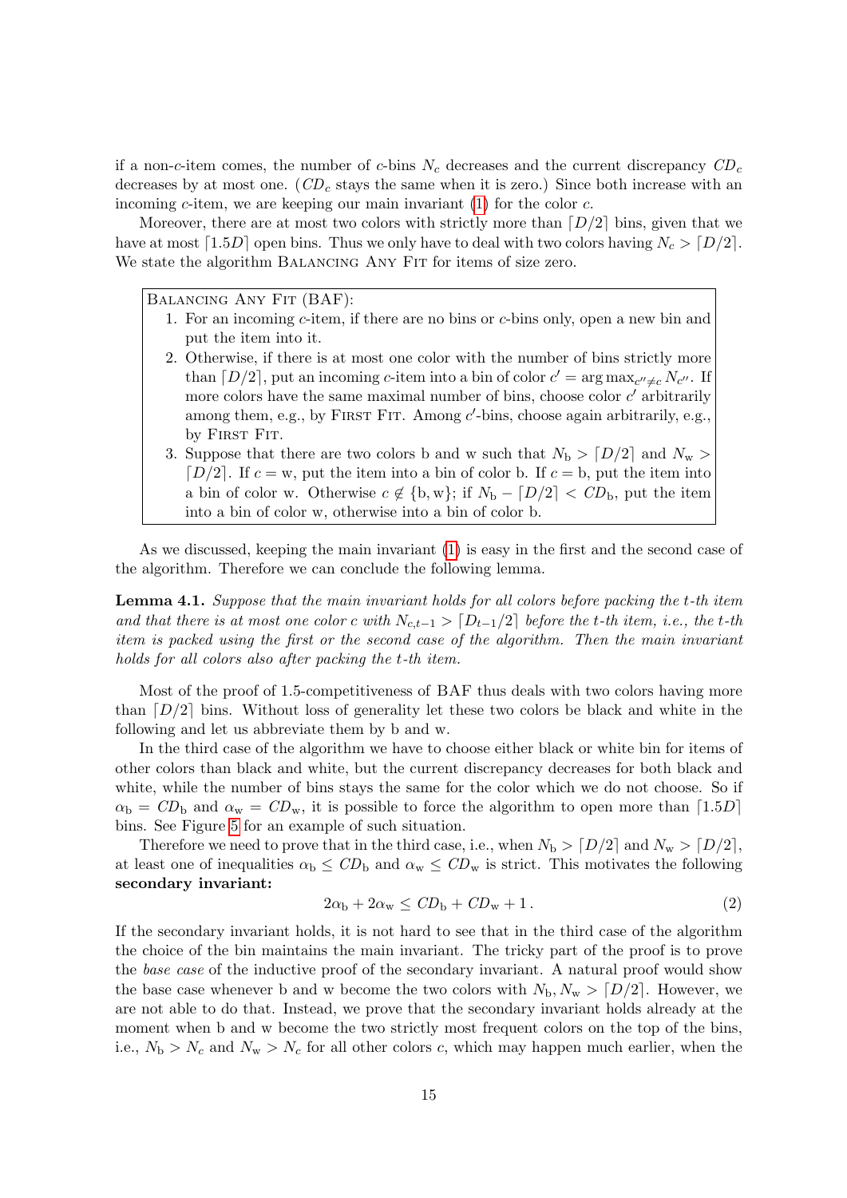if a non-$c$-item comes, the number of $c$-bins $N_c$ decreases and the current discrepancy $CD_c$ decreases by at most one. ($CD_c$ stays the same when it is zero.) Since both increase with an incoming $c$-item, we are keeping our main invariant (1) for the color $c$.

Moreover, there are at most two colors with strictly more than $\lceil D/2 \rceil$ bins, given that we have at most $\lceil 1.5D \rceil$ open bins. Thus we only have to deal with two colors having $N_c > \lceil D/2 \rceil$. We state the algorithm Balancing Any Fit for items of size zero.

> Balancing Any Fit (BAF):
>
> 1. For an incoming $c$-item, if there are no bins or $c$-bins only, open a new bin and put the item into it.
> 2. Otherwise, if there is at most one color with the number of bins strictly more than $\lceil D/2 \rceil$, put an incoming $c$-item into a bin of color $c' = \arg\max_{c'' \neq c} N_{c''}$. If more colors have the same maximal number of bins, choose color $c'$ arbitrarily among them, e.g., by First Fit. Among $c'$-bins, choose again arbitrarily, e.g., by First Fit.
> 3. Suppose that there are two colors b and w such that $N_\mathrm{b} > \lceil D/2 \rceil$ and $N_\mathrm{w} > \lceil D/2 \rceil$. If $c = \mathrm{w}$, put the item into a bin of color b. If $c = \mathrm{b}$, put the item into a bin of color w. Otherwise $c \notin \{\mathrm{b}, \mathrm{w}\}$; if $N_\mathrm{b} - \lceil D/2 \rceil < CD_\mathrm{b}$, put the item into a bin of color w, otherwise into a bin of color b.

As we discussed, keeping the main invariant (1) is easy in the first and the second case of the algorithm. Therefore we can conclude the following lemma.

**Lemma 4.1.** *Suppose that the main invariant holds for all colors before packing the $t$-th item and that there is at most one color $c$ with $N_{c,t-1} > \lceil D_{t-1}/2 \rceil$ before the $t$-th item, i.e., the $t$-th item is packed using the first or the second case of the algorithm. Then the main invariant holds for all colors also after packing the $t$-th item.*

Most of the proof of 1.5-competitiveness of BAF thus deals with two colors having more than $\lceil D/2 \rceil$ bins. Without loss of generality let these two colors be black and white in the following and let us abbreviate them by b and w.

In the third case of the algorithm we have to choose either black or white bin for items of other colors than black and white, but the current discrepancy decreases for both black and white, while the number of bins stays the same for the color which we do not choose. So if $\alpha_\mathrm{b} = CD_\mathrm{b}$ and $\alpha_\mathrm{w} = CD_\mathrm{w}$, it is possible to force the algorithm to open more than $\lceil 1.5D \rceil$ bins. See Figure 5 for an example of such situation.

Therefore we need to prove that in the third case, i.e., when $N_\mathrm{b} > \lceil D/2 \rceil$ and $N_\mathrm{w} > \lceil D/2 \rceil$, at least one of inequalities $\alpha_\mathrm{b} \leq CD_\mathrm{b}$ and $\alpha_\mathrm{w} \leq CD_\mathrm{w}$ is strict. This motivates the following **secondary invariant:**

$$2\alpha_\mathrm{b} + 2\alpha_\mathrm{w} \leq CD_\mathrm{b} + CD_\mathrm{w} + 1\,. \tag{2}$$

If the secondary invariant holds, it is not hard to see that in the third case of the algorithm the choice of the bin maintains the main invariant. The tricky part of the proof is to prove the *base case* of the inductive proof of the secondary invariant. A natural proof would show the base case whenever b and w become the two colors with $N_\mathrm{b}, N_\mathrm{w} > \lceil D/2 \rceil$. However, we are not able to do that. Instead, we prove that the secondary invariant holds already at the moment when b and w become the two strictly most frequent colors on the top of the bins, i.e., $N_\mathrm{b} > N_c$ and $N_\mathrm{w} > N_c$ for all other colors $c$, which may happen much earlier, when the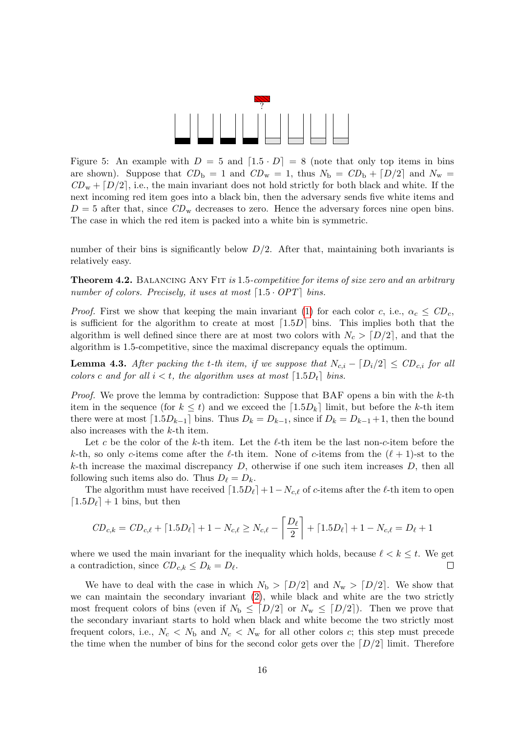Figure 5: An example with $D = 5$ and $\lceil 1.5 \cdot D \rceil = 8$ (note that only top items in bins are shown). Suppose that $CD_{\text{b}} = 1$ and $CD_{\text{w}} = 1$, thus $N_{\text{b}} = CD_{\text{b}} + \lceil D/2 \rceil$ and $N_{\text{w}} = CD_{\text{w}} + \lceil D/2 \rceil$, i.e., the main invariant does not hold strictly for both black and white. If the next incoming red item goes into a black bin, then the adversary sends five white items and $D = 5$ after that, since $CD_{\text{w}}$ decreases to zero. Hence the adversary forces nine open bins. The case in which the red item is packed into a white bin is symmetric.

number of their bins is significantly below $D/2$. After that, maintaining both invariants is relatively easy.

**Theorem 4.2.** Balancing Any Fit *is* 1.5*-competitive for items of size zero and an arbitrary number of colors. Precisely, it uses at most* $\lceil 1.5 \cdot OPT \rceil$ *bins.*

*Proof.* First we show that keeping the main invariant (1) for each color $c$, i.e., $\alpha_c \leq CD_c$, is sufficient for the algorithm to create at most $\lceil 1.5D \rceil$ bins. This implies both that the algorithm is well defined since there are at most two colors with $N_c > \lceil D/2 \rceil$, and that the algorithm is 1.5-competitive, since the maximal discrepancy equals the optimum.

**Lemma 4.3.** *After packing the $t$-th item, if we suppose that $N_{c,i} - \lceil D_i/2 \rceil \leq CD_{c,i}$ for all colors $c$ and for all $i < t$, the algorithm uses at most $\lceil 1.5D_t \rceil$ bins.*

*Proof.* We prove the lemma by contradiction: Suppose that BAF opens a bin with the $k$-th item in the sequence (for $k \leq t$) and we exceed the $\lceil 1.5D_k \rceil$ limit, but before the $k$-th item there were at most $\lceil 1.5D_{k-1} \rceil$ bins. Thus $D_k = D_{k-1}$, since if $D_k = D_{k-1} + 1$, then the bound also increases with the $k$-th item.

Let $c$ be the color of the $k$-th item. Let the $\ell$-th item be the last non-$c$-item before the $k$-th, so only $c$-items come after the $\ell$-th item. None of $c$-items from the $(\ell + 1)$-st to the $k$-th increase the maximal discrepancy $D$, otherwise if one such item increases $D$, then all following such items also do. Thus $D_\ell = D_k$.

The algorithm must have received $\lceil 1.5D_\ell \rceil + 1 - N_{c,\ell}$ of $c$-items after the $\ell$-th item to open $\lceil 1.5D_\ell \rceil + 1$ bins, but then

$$CD_{c,k} = CD_{c,\ell} + \lceil 1.5D_\ell \rceil + 1 - N_{c,\ell} \geq N_{c,\ell} - \left\lceil \frac{D_\ell}{2} \right\rceil + \lceil 1.5D_\ell \rceil + 1 - N_{c,\ell} = D_\ell + 1$$

where we used the main invariant for the inequality which holds, because $\ell < k \leq t$. We get a contradiction, since $CD_{c,k} \leq D_k = D_\ell$. $\square$

We have to deal with the case in which $N_{\text{b}} > \lceil D/2 \rceil$ and $N_{\text{w}} > \lceil D/2 \rceil$. We show that we can maintain the secondary invariant (2), while black and white are the two strictly most frequent colors of bins (even if $N_{\text{b}} \leq \lceil D/2 \rceil$ or $N_{\text{w}} \leq \lceil D/2 \rceil$). Then we prove that the secondary invariant starts to hold when black and white become the two strictly most frequent colors, i.e., $N_c < N_{\text{b}}$ and $N_c < N_{\text{w}}$ for all other colors $c$; this step must precede the time when the number of bins for the second color gets over the $\lceil D/2 \rceil$ limit. Therefore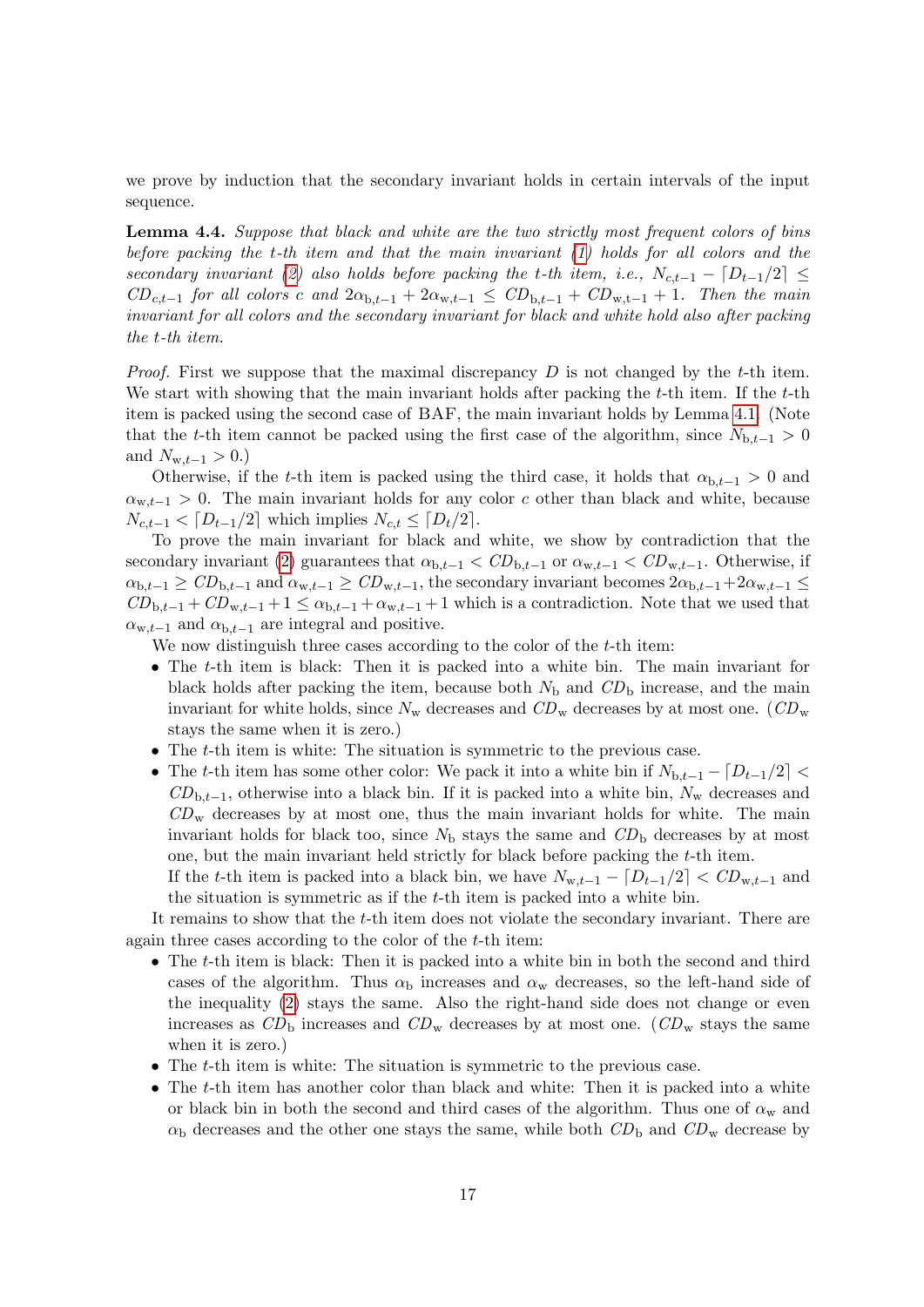we prove by induction that the secondary invariant holds in certain intervals of the input sequence.

**Lemma 4.4.** *Suppose that black and white are the two strictly most frequent colors of bins before packing the $t$-th item and that the main invariant (1) holds for all colors and the secondary invariant (2) also holds before packing the $t$-th item, i.e., $N_{c,t-1} - \lceil D_{t-1}/2 \rceil \leq CD_{c,t-1}$ for all colors $c$ and $2\alpha_{\mathrm{b},t-1} + 2\alpha_{\mathrm{w},t-1} \leq CD_{\mathrm{b},t-1} + CD_{\mathrm{w},t-1} + 1$. Then the main invariant for all colors and the secondary invariant for black and white hold also after packing the $t$-th item.*

*Proof.* First we suppose that the maximal discrepancy $D$ is not changed by the $t$-th item. We start with showing that the main invariant holds after packing the $t$-th item. If the $t$-th item is packed using the second case of BAF, the main invariant holds by Lemma 4.1. (Note that the $t$-th item cannot be packed using the first case of the algorithm, since $N_{\mathrm{b},t-1} > 0$ and $N_{\mathrm{w},t-1} > 0$.)

Otherwise, if the $t$-th item is packed using the third case, it holds that $\alpha_{\mathrm{b},t-1} > 0$ and $\alpha_{\mathrm{w},t-1} > 0$. The main invariant holds for any color $c$ other than black and white, because $N_{c,t-1} < \lceil D_{t-1}/2 \rceil$ which implies $N_{c,t} \leq \lceil D_t/2 \rceil$.

To prove the main invariant for black and white, we show by contradiction that the secondary invariant (2) guarantees that $\alpha_{\mathrm{b},t-1} < CD_{\mathrm{b},t-1}$ or $\alpha_{\mathrm{w},t-1} < CD_{\mathrm{w},t-1}$. Otherwise, if $\alpha_{\mathrm{b},t-1} \geq CD_{\mathrm{b},t-1}$ and $\alpha_{\mathrm{w},t-1} \geq CD_{\mathrm{w},t-1}$, the secondary invariant becomes $2\alpha_{\mathrm{b},t-1} + 2\alpha_{\mathrm{w},t-1} \leq CD_{\mathrm{b},t-1} + CD_{\mathrm{w},t-1} + 1 \leq \alpha_{\mathrm{b},t-1} + \alpha_{\mathrm{w},t-1} + 1$ which is a contradiction. Note that we used that $\alpha_{\mathrm{w},t-1}$ and $\alpha_{\mathrm{b},t-1}$ are integral and positive.

We now distinguish three cases according to the color of the $t$-th item:

- The $t$-th item is black: Then it is packed into a white bin. The main invariant for black holds after packing the item, because both $N_\mathrm{b}$ and $CD_\mathrm{b}$ increase, and the main invariant for white holds, since $N_\mathrm{w}$ decreases and $CD_\mathrm{w}$ decreases by at most one. ($CD_\mathrm{w}$ stays the same when it is zero.)
- The $t$-th item is white: The situation is symmetric to the previous case.
- The $t$-th item has some other color: We pack it into a white bin if $N_{\mathrm{b},t-1} - \lceil D_{t-1}/2 \rceil < CD_{\mathrm{b},t-1}$, otherwise into a black bin. If it is packed into a white bin, $N_\mathrm{w}$ decreases and $CD_\mathrm{w}$ decreases by at most one, thus the main invariant holds for white. The main invariant holds for black too, since $N_\mathrm{b}$ stays the same and $CD_\mathrm{b}$ decreases by at most one, but the main invariant held strictly for black before packing the $t$-th item.
  If the $t$-th item is packed into a black bin, we have $N_{\mathrm{w},t-1} - \lceil D_{t-1}/2 \rceil < CD_{\mathrm{w},t-1}$ and the situation is symmetric as if the $t$-th item is packed into a white bin.

It remains to show that the $t$-th item does not violate the secondary invariant. There are again three cases according to the color of the $t$-th item:

- The $t$-th item is black: Then it is packed into a white bin in both the second and third cases of the algorithm. Thus $\alpha_\mathrm{b}$ increases and $\alpha_\mathrm{w}$ decreases, so the left-hand side of the inequality (2) stays the same. Also the right-hand side does not change or even increases as $CD_\mathrm{b}$ increases and $CD_\mathrm{w}$ decreases by at most one. ($CD_\mathrm{w}$ stays the same when it is zero.)
- The $t$-th item is white: The situation is symmetric to the previous case.
- The $t$-th item has another color than black and white: Then it is packed into a white or black bin in both the second and third cases of the algorithm. Thus one of $\alpha_\mathrm{w}$ and $\alpha_\mathrm{b}$ decreases and the other one stays the same, while both $CD_\mathrm{b}$ and $CD_\mathrm{w}$ decrease by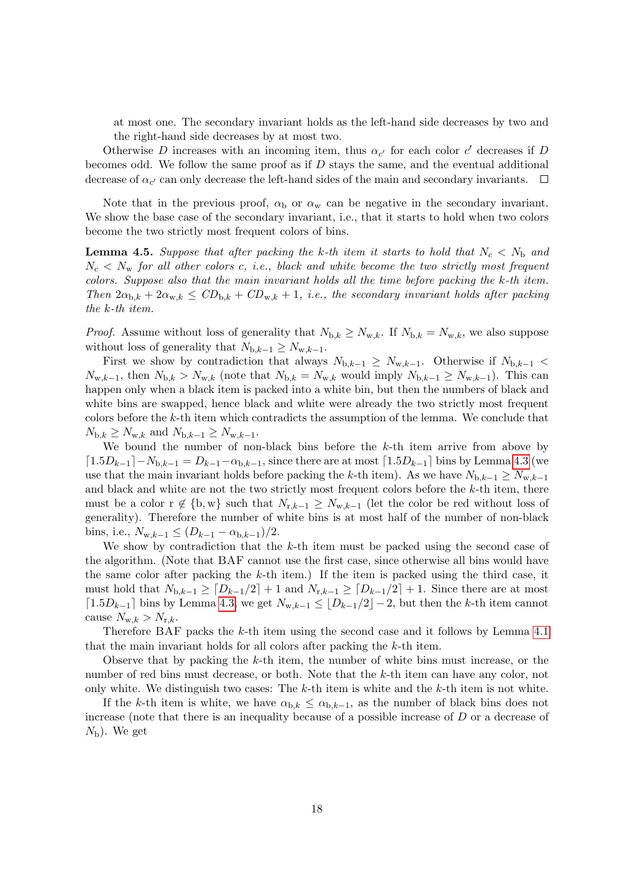at most one. The secondary invariant holds as the left-hand side decreases by two and the right-hand side decreases by at most two.

Otherwise $D$ increases with an incoming item, thus $\alpha_{c'}$ for each color $c'$ decreases if $D$ becomes odd. We follow the same proof as if $D$ stays the same, and the eventual additional decrease of $\alpha_{c'}$ can only decrease the left-hand sides of the main and secondary invariants. ◻

Note that in the previous proof, $\alpha_{\mathrm{b}}$ or $\alpha_{\mathrm{w}}$ can be negative in the secondary invariant. We show the base case of the secondary invariant, i.e., that it starts to hold when two colors become the two strictly most frequent colors of bins.

**Lemma 4.5.** *Suppose that after packing the $k$-th item it starts to hold that $N_c < N_{\mathrm{b}}$ and $N_c < N_{\mathrm{w}}$ for all other colors $c$, i.e., black and white become the two strictly most frequent colors. Suppose also that the main invariant holds all the time before packing the $k$-th item. Then $2\alpha_{\mathrm{b},k} + 2\alpha_{\mathrm{w},k} \leq CD_{\mathrm{b},k} + CD_{\mathrm{w},k} + 1$, i.e., the secondary invariant holds after packing the $k$-th item.*

*Proof.* Assume without loss of generality that $N_{\mathrm{b},k} \geq N_{\mathrm{w},k}$. If $N_{\mathrm{b},k} = N_{\mathrm{w},k}$, we also suppose without loss of generality that $N_{\mathrm{b},k-1} \geq N_{\mathrm{w},k-1}$.

First we show by contradiction that always $N_{\mathrm{b},k-1} \geq N_{\mathrm{w},k-1}$. Otherwise if $N_{\mathrm{b},k-1} < N_{\mathrm{w},k-1}$, then $N_{\mathrm{b},k} > N_{\mathrm{w},k}$ (note that $N_{\mathrm{b},k} = N_{\mathrm{w},k}$ would imply $N_{\mathrm{b},k-1} \geq N_{\mathrm{w},k-1}$). This can happen only when a black item is packed into a white bin, but then the numbers of black and white bins are swapped, hence black and white were already the two strictly most frequent colors before the $k$-th item which contradicts the assumption of the lemma. We conclude that $N_{\mathrm{b},k} \geq N_{\mathrm{w},k}$ and $N_{\mathrm{b},k-1} \geq N_{\mathrm{w},k-1}$.

We bound the number of non-black bins before the $k$-th item arrive from above by $\lceil 1.5D_{k-1} \rceil - N_{\mathrm{b},k-1} = D_{k-1} - \alpha_{\mathrm{b},k-1}$, since there are at most $\lceil 1.5D_{k-1} \rceil$ bins by Lemma 4.3 (we use that the main invariant holds before packing the $k$-th item). As we have $N_{\mathrm{b},k-1} \geq N_{\mathrm{w},k-1}$ and black and white are not the two strictly most frequent colors before the $k$-th item, there must be a color $\mathrm{r} \notin \{\mathrm{b}, \mathrm{w}\}$ such that $N_{\mathrm{r},k-1} \geq N_{\mathrm{w},k-1}$ (let the color be red without loss of generality). Therefore the number of white bins is at most half of the number of non-black bins, i.e., $N_{\mathrm{w},k-1} \leq (D_{k-1} - \alpha_{\mathrm{b},k-1})/2$.

We show by contradiction that the $k$-th item must be packed using the second case of the algorithm. (Note that BAF cannot use the first case, since otherwise all bins would have the same color after packing the $k$-th item.) If the item is packed using the third case, it must hold that $N_{\mathrm{b},k-1} \geq \lceil D_{k-1}/2 \rceil + 1$ and $N_{\mathrm{r},k-1} \geq \lceil D_{k-1}/2 \rceil + 1$. Since there are at most $\lceil 1.5D_{k-1} \rceil$ bins by Lemma 4.3, we get $N_{\mathrm{w},k-1} \leq \lfloor D_{k-1}/2 \rfloor - 2$, but then the $k$-th item cannot cause $N_{\mathrm{w},k} > N_{\mathrm{r},k}$.

Therefore BAF packs the $k$-th item using the second case and it follows by Lemma 4.1 that the main invariant holds for all colors after packing the $k$-th item.

Observe that by packing the $k$-th item, the number of white bins must increase, or the number of red bins must decrease, or both. Note that the $k$-th item can have any color, not only white. We distinguish two cases: The $k$-th item is white and the $k$-th item is not white.

If the $k$-th item is white, we have $\alpha_{\mathrm{b},k} \leq \alpha_{\mathrm{b},k-1}$, as the number of black bins does not increase (note that there is an inequality because of a possible increase of $D$ or a decrease of $N_{\mathrm{b}}$). We get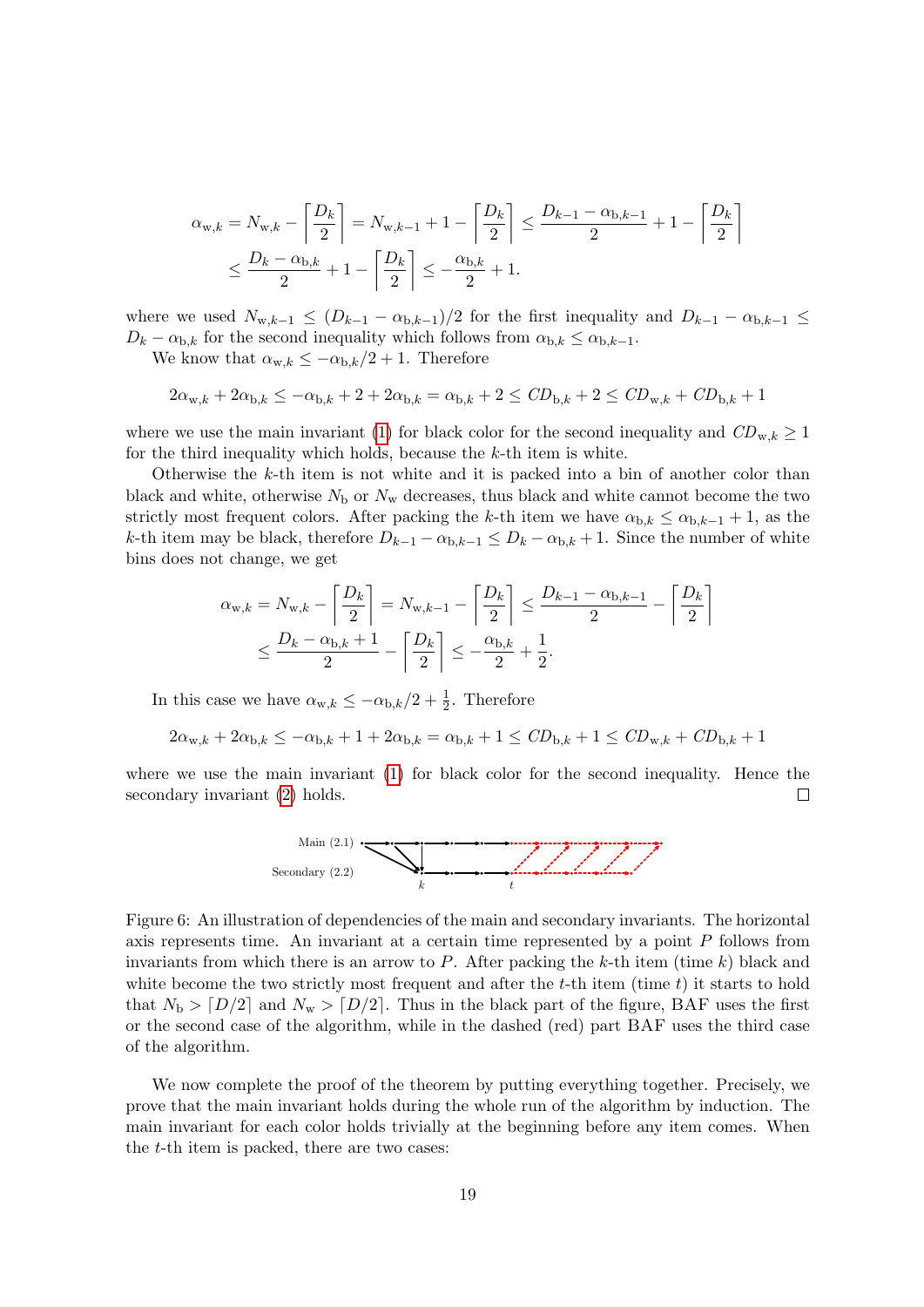$$\alpha_{\mathrm{w},k} = N_{\mathrm{w},k} - \left\lceil \frac{D_k}{2} \right\rceil = N_{\mathrm{w},k-1} + 1 - \left\lceil \frac{D_k}{2} \right\rceil \le \frac{D_{k-1} - \alpha_{\mathrm{b},k-1}}{2} + 1 - \left\lceil \frac{D_k}{2} \right\rceil$$
$$\le \frac{D_k - \alpha_{\mathrm{b},k}}{2} + 1 - \left\lceil \frac{D_k}{2} \right\rceil \le -\frac{\alpha_{\mathrm{b},k}}{2} + 1.$$

where we used $N_{\mathrm{w},k-1} \le (D_{k-1} - \alpha_{\mathrm{b},k-1})/2$ for the first inequality and $D_{k-1} - \alpha_{\mathrm{b},k-1} \le D_k - \alpha_{\mathrm{b},k}$ for the second inequality which follows from $\alpha_{\mathrm{b},k} \le \alpha_{\mathrm{b},k-1}$.

We know that $\alpha_{\mathrm{w},k} \le -\alpha_{\mathrm{b},k}/2 + 1$. Therefore

$$2\alpha_{\mathrm{w},k} + 2\alpha_{\mathrm{b},k} \le -\alpha_{\mathrm{b},k} + 2 + 2\alpha_{\mathrm{b},k} = \alpha_{\mathrm{b},k} + 2 \le CD_{\mathrm{b},k} + 2 \le CD_{\mathrm{w},k} + CD_{\mathrm{b},k} + 1$$

where we use the main invariant (1) for black color for the second inequality and $CD_{\mathrm{w},k} \ge 1$ for the third inequality which holds, because the $k$-th item is white.

Otherwise the $k$-th item is not white and it is packed into a bin of another color than black and white, otherwise $N_{\mathrm{b}}$ or $N_{\mathrm{w}}$ decreases, thus black and white cannot become the two strictly most frequent colors. After packing the $k$-th item we have $\alpha_{\mathrm{b},k} \le \alpha_{\mathrm{b},k-1} + 1$, as the $k$-th item may be black, therefore $D_{k-1} - \alpha_{\mathrm{b},k-1} \le D_k - \alpha_{\mathrm{b},k} + 1$. Since the number of white bins does not change, we get

$$\alpha_{\mathrm{w},k} = N_{\mathrm{w},k} - \left\lceil \frac{D_k}{2} \right\rceil = N_{\mathrm{w},k-1} - \left\lceil \frac{D_k}{2} \right\rceil \le \frac{D_{k-1} - \alpha_{\mathrm{b},k-1}}{2} - \left\lceil \frac{D_k}{2} \right\rceil$$
$$\le \frac{D_k - \alpha_{\mathrm{b},k} + 1}{2} - \left\lceil \frac{D_k}{2} \right\rceil \le -\frac{\alpha_{\mathrm{b},k}}{2} + \frac{1}{2}.$$

In this case we have $\alpha_{\mathrm{w},k} \le -\alpha_{\mathrm{b},k}/2 + \frac{1}{2}$. Therefore

$$2\alpha_{\mathrm{w},k} + 2\alpha_{\mathrm{b},k} \le -\alpha_{\mathrm{b},k} + 1 + 2\alpha_{\mathrm{b},k} = \alpha_{\mathrm{b},k} + 1 \le CD_{\mathrm{b},k} + 1 \le CD_{\mathrm{w},k} + CD_{\mathrm{b},k} + 1$$

where we use the main invariant (1) for black color for the second inequality. Hence the secondary invariant (2) holds. □

Figure 6: An illustration of dependencies of the main and secondary invariants. The horizontal axis represents time. An invariant at a certain time represented by a point $P$ follows from invariants from which there is an arrow to $P$. After packing the $k$-th item (time $k$) black and white become the two strictly most frequent and after the $t$-th item (time $t$) it starts to hold that $N_{\mathrm{b}} > \lceil D/2 \rceil$ and $N_{\mathrm{w}} > \lceil D/2 \rceil$. Thus in the black part of the figure, BAF uses the first or the second case of the algorithm, while in the dashed (red) part BAF uses the third case of the algorithm.

We now complete the proof of the theorem by putting everything together. Precisely, we prove that the main invariant holds during the whole run of the algorithm by induction. The main invariant for each color holds trivially at the beginning before any item comes. When the $t$-th item is packed, there are two cases: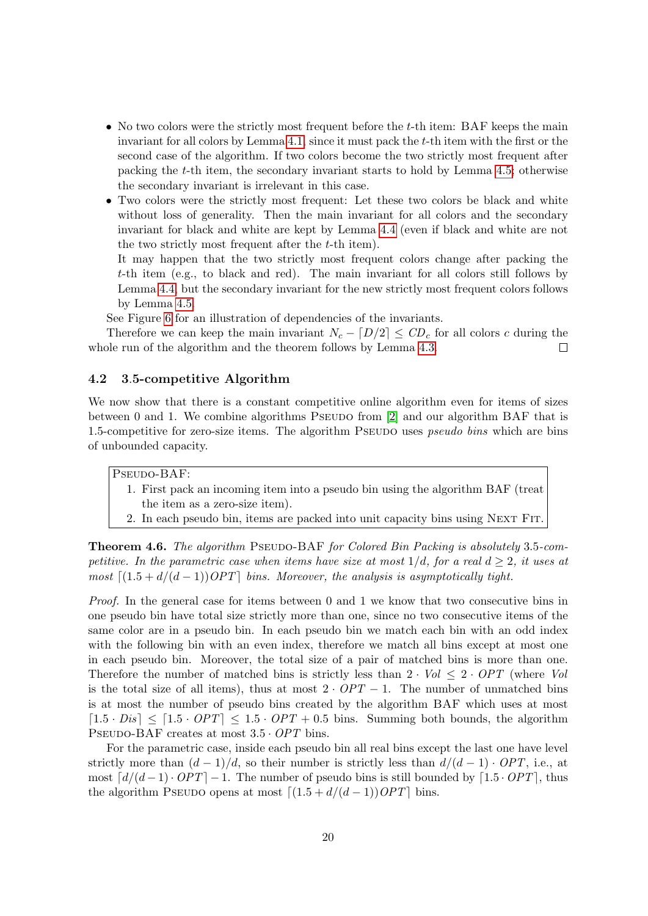- No two colors were the strictly most frequent before the $t$-th item: BAF keeps the main invariant for all colors by Lemma 4.1, since it must pack the $t$-th item with the first or the second case of the algorithm. If two colors become the two strictly most frequent after packing the $t$-th item, the secondary invariant starts to hold by Lemma 4.5; otherwise the secondary invariant is irrelevant in this case.
- Two colors were the strictly most frequent: Let these two colors be black and white without loss of generality. Then the main invariant for all colors and the secondary invariant for black and white are kept by Lemma 4.4 (even if black and white are not the two strictly most frequent after the $t$-th item).

  It may happen that the two strictly most frequent colors change after packing the $t$-th item (e.g., to black and red). The main invariant for all colors still follows by Lemma 4.4, but the secondary invariant for the new strictly most frequent colors follows by Lemma 4.5.

See Figure 6 for an illustration of dependencies of the invariants.

Therefore we can keep the main invariant $N_c - \lceil D/2 \rceil \leq CD_c$ for all colors $c$ during the whole run of the algorithm and the theorem follows by Lemma 4.3. $\square$

### 4.2 3.5-competitive Algorithm

We now show that there is a constant competitive online algorithm even for items of sizes between 0 and 1. We combine algorithms Pseudo from [2] and our algorithm BAF that is 1.5-competitive for zero-size items. The algorithm Pseudo uses *pseudo bins* which are bins of unbounded capacity.

> Pseudo-BAF:
> 1. First pack an incoming item into a pseudo bin using the algorithm BAF (treat the item as a zero-size item).
> 2. In each pseudo bin, items are packed into unit capacity bins using Next Fit.

**Theorem 4.6.** *The algorithm* Pseudo-BAF *for Colored Bin Packing is absolutely* 3.5*-competitive. In the parametric case when items have size at most* $1/d$*, for a real* $d \geq 2$*, it uses at most* $\lceil (1.5 + d/(d-1)) OPT \rceil$ *bins. Moreover, the analysis is asymptotically tight.*

*Proof.* In the general case for items between 0 and 1 we know that two consecutive bins in one pseudo bin have total size strictly more than one, since no two consecutive items of the same color are in a pseudo bin. In each pseudo bin we match each bin with an odd index with the following bin with an even index, therefore we match all bins except at most one in each pseudo bin. Moreover, the total size of a pair of matched bins is more than one. Therefore the number of matched bins is strictly less than $2 \cdot Vol \leq 2 \cdot OPT$ (where $Vol$ is the total size of all items), thus at most $2 \cdot OPT - 1$. The number of unmatched bins is at most the number of pseudo bins created by the algorithm BAF which uses at most $\lceil 1.5 \cdot Dis \rceil \leq \lceil 1.5 \cdot OPT \rceil \leq 1.5 \cdot OPT + 0.5$ bins. Summing both bounds, the algorithm Pseudo-BAF creates at most $3.5 \cdot OPT$ bins.

For the parametric case, inside each pseudo bin all real bins except the last one have level strictly more than $(d-1)/d$, so their number is strictly less than $d/(d-1) \cdot OPT$, i.e., at most $\lceil d/(d-1) \cdot OPT \rceil - 1$. The number of pseudo bins is still bounded by $\lceil 1.5 \cdot OPT \rceil$, thus the algorithm Pseudo opens at most $\lceil (1.5 + d/(d-1)) OPT \rceil$ bins.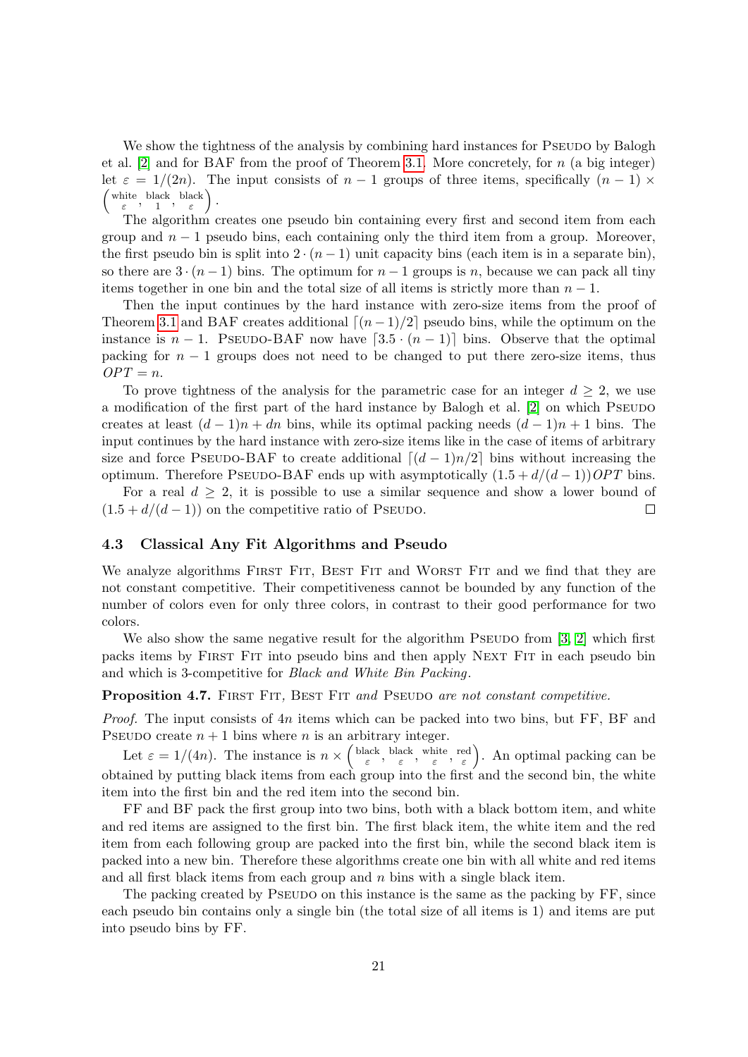We show the tightness of the analysis by combining hard instances for Pseudo by Balogh et al. [2] and for BAF from the proof of Theorem 3.1. More concretely, for $n$ (a big integer) let $\varepsilon = 1/(2n)$. The input consists of $n-1$ groups of three items, specifically $(n-1) \times \left(\substack{\text{white} \\ \varepsilon}, \substack{\text{black} \\ 1}, \substack{\text{black} \\ \varepsilon}\right)$.

The algorithm creates one pseudo bin containing every first and second item from each group and $n-1$ pseudo bins, each containing only the third item from a group. Moreover, the first pseudo bin is split into $2 \cdot (n-1)$ unit capacity bins (each item is in a separate bin), so there are $3 \cdot (n-1)$ bins. The optimum for $n-1$ groups is $n$, because we can pack all tiny items together in one bin and the total size of all items is strictly more than $n-1$.

Then the input continues by the hard instance with zero-size items from the proof of Theorem 3.1 and BAF creates additional $\lceil (n-1)/2 \rceil$ pseudo bins, while the optimum on the instance is $n-1$. Pseudo-BAF now have $\lceil 3.5 \cdot (n-1) \rceil$ bins. Observe that the optimal packing for $n-1$ groups does not need to be changed to put there zero-size items, thus $OPT = n$.

To prove tightness of the analysis for the parametric case for an integer $d \geq 2$, we use a modification of the first part of the hard instance by Balogh et al. [2] on which Pseudo creates at least $(d-1)n + dn$ bins, while its optimal packing needs $(d-1)n + 1$ bins. The input continues by the hard instance with zero-size items like in the case of items of arbitrary size and force Pseudo-BAF to create additional $\lceil (d-1)n/2 \rceil$ bins without increasing the optimum. Therefore Pseudo-BAF ends up with asymptotically $(1.5 + d/(d-1))OPT$ bins.

For a real $d \geq 2$, it is possible to use a similar sequence and show a lower bound of $(1.5 + d/(d-1))$ on the competitive ratio of Pseudo. □

### 4.3 Classical Any Fit Algorithms and Pseudo

We analyze algorithms First Fit, Best Fit and Worst Fit and we find that they are not constant competitive. Their competitiveness cannot be bounded by any function of the number of colors even for only three colors, in contrast to their good performance for two colors.

We also show the same negative result for the algorithm Pseudo from [3, 2] which first packs items by First Fit into pseudo bins and then apply Next Fit in each pseudo bin and which is 3-competitive for *Black and White Bin Packing*.

**Proposition 4.7.** *First Fit, Best Fit and Pseudo are not constant competitive.*

*Proof.* The input consists of $4n$ items which can be packed into two bins, but FF, BF and Pseudo create $n+1$ bins where $n$ is an arbitrary integer.

Let $\varepsilon = 1/(4n)$. The instance is $n \times \left(\substack{\text{black} \\ \varepsilon}, \substack{\text{black} \\ \varepsilon}, \substack{\text{white} \\ \varepsilon}, \substack{\text{red} \\ \varepsilon}\right)$. An optimal packing can be obtained by putting black items from each group into the first and the second bin, the white item into the first bin and the red item into the second bin.

FF and BF pack the first group into two bins, both with a black bottom item, and white and red items are assigned to the first bin. The first black item, the white item and the red item from each following group are packed into the first bin, while the second black item is packed into a new bin. Therefore these algorithms create one bin with all white and red items and all first black items from each group and $n$ bins with a single black item.

The packing created by Pseudo on this instance is the same as the packing by FF, since each pseudo bin contains only a single bin (the total size of all items is 1) and items are put into pseudo bins by FF.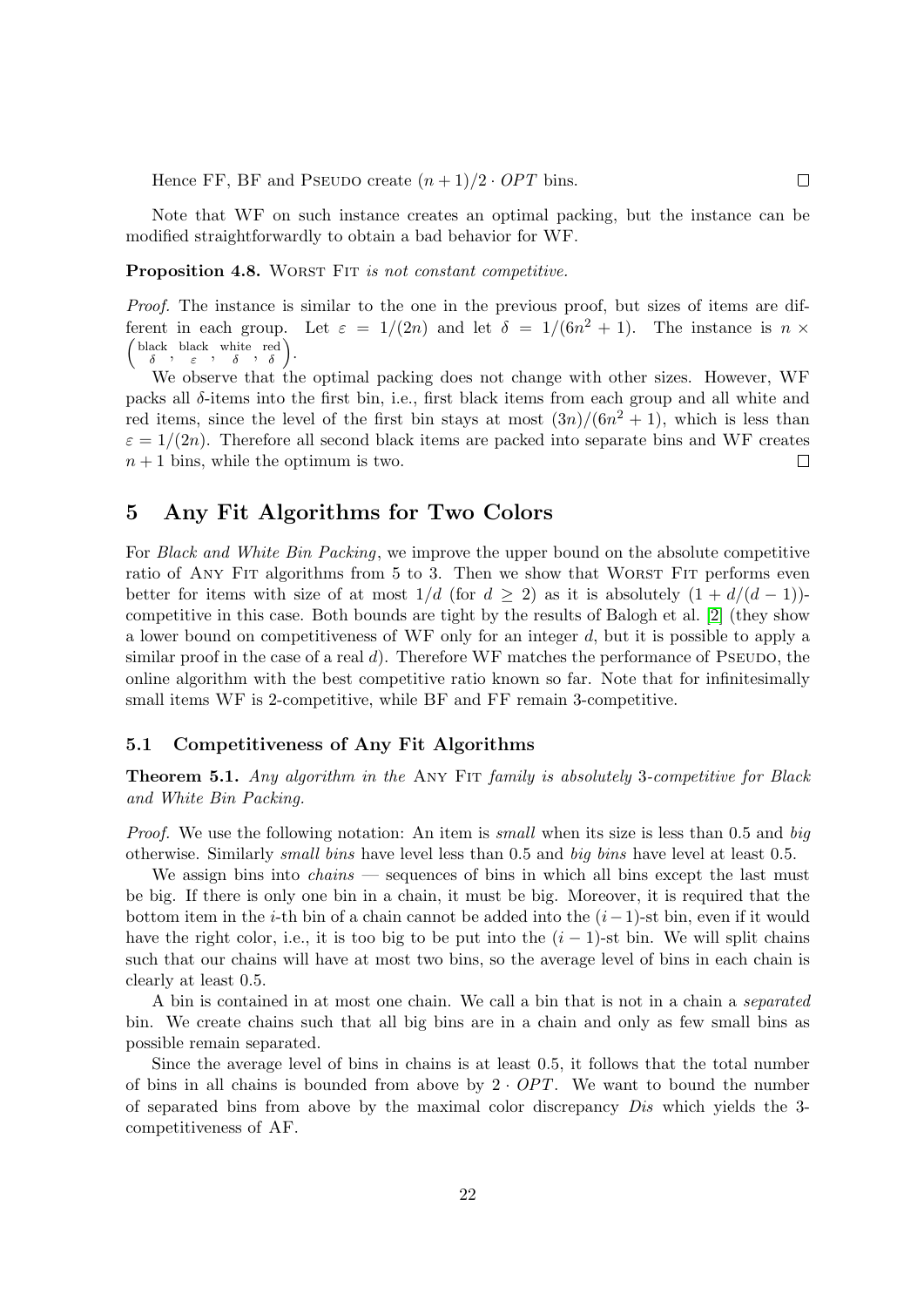Hence FF, BF and Pseudo create $(n+1)/2 \cdot OPT$ bins. $\square$

Note that WF on such instance creates an optimal packing, but the instance can be modified straightforwardly to obtain a bad behavior for WF.

**Proposition 4.8.** *Worst Fit is not constant competitive.*

*Proof.* The instance is similar to the one in the previous proof, but sizes of items are different in each group. Let $\varepsilon = 1/(2n)$ and let $\delta = 1/(6n^2+1)$. The instance is $n \times \binom{\text{black}}{\delta}, \binom{\text{black}}{\varepsilon}, \binom{\text{white}}{\delta}, \binom{\text{red}}{\delta}$.

We observe that the optimal packing does not change with other sizes. However, WF packs all $\delta$-items into the first bin, i.e., first black items from each group and all white and red items, since the level of the first bin stays at most $(3n)/(6n^2+1)$, which is less than $\varepsilon = 1/(2n)$. Therefore all second black items are packed into separate bins and WF creates $n+1$ bins, while the optimum is two. $\square$

## 5 Any Fit Algorithms for Two Colors

For *Black and White Bin Packing*, we improve the upper bound on the absolute competitive ratio of Any Fit algorithms from 5 to 3. Then we show that Worst Fit performs even better for items with size of at most $1/d$ (for $d \geq 2$) as it is absolutely $(1 + d/(d-1))$-competitive in this case. Both bounds are tight by the results of Balogh et al. [2] (they show a lower bound on competitiveness of WF only for an integer $d$, but it is possible to apply a similar proof in the case of a real $d$). Therefore WF matches the performance of Pseudo, the online algorithm with the best competitive ratio known so far. Note that for infinitesimally small items WF is 2-competitive, while BF and FF remain 3-competitive.

### 5.1 Competitiveness of Any Fit Algorithms

**Theorem 5.1.** *Any algorithm in the* Any Fit *family is absolutely* 3*-competitive for Black and White Bin Packing.*

*Proof.* We use the following notation: An item is *small* when its size is less than 0.5 and *big* otherwise. Similarly *small bins* have level less than 0.5 and *big bins* have level at least 0.5.

We assign bins into *chains* — sequences of bins in which all bins except the last must be big. If there is only one bin in a chain, it must be big. Moreover, it is required that the bottom item in the $i$-th bin of a chain cannot be added into the $(i-1)$-st bin, even if it would have the right color, i.e., it is too big to be put into the $(i-1)$-st bin. We will split chains such that our chains will have at most two bins, so the average level of bins in each chain is clearly at least 0.5.

A bin is contained in at most one chain. We call a bin that is not in a chain a *separated* bin. We create chains such that all big bins are in a chain and only as few small bins as possible remain separated.

Since the average level of bins in chains is at least 0.5, it follows that the total number of bins in all chains is bounded from above by $2 \cdot OPT$. We want to bound the number of separated bins from above by the maximal color discrepancy *Dis* which yields the 3-competitiveness of AF.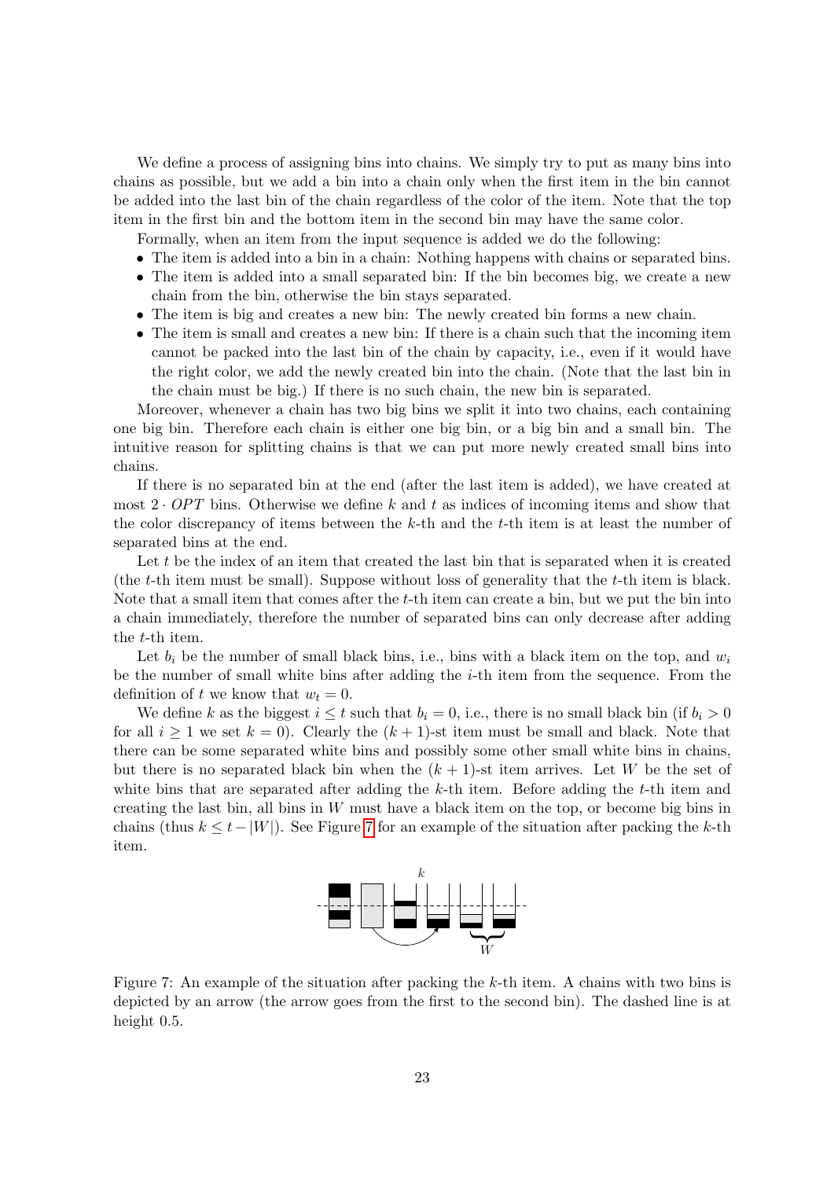We define a process of assigning bins into chains. We simply try to put as many bins into chains as possible, but we add a bin into a chain only when the first item in the bin cannot be added into the last bin of the chain regardless of the color of the item. Note that the top item in the first bin and the bottom item in the second bin may have the same color.

Formally, when an item from the input sequence is added we do the following:

- The item is added into a bin in a chain: Nothing happens with chains or separated bins.
- The item is added into a small separated bin: If the bin becomes big, we create a new chain from the bin, otherwise the bin stays separated.
- The item is big and creates a new bin: The newly created bin forms a new chain.
- The item is small and creates a new bin: If there is a chain such that the incoming item cannot be packed into the last bin of the chain by capacity, i.e., even if it would have the right color, we add the newly created bin into the chain. (Note that the last bin in the chain must be big.) If there is no such chain, the new bin is separated.

Moreover, whenever a chain has two big bins we split it into two chains, each containing one big bin. Therefore each chain is either one big bin, or a big bin and a small bin. The intuitive reason for splitting chains is that we can put more newly created small bins into chains.

If there is no separated bin at the end (after the last item is added), we have created at most $2 \cdot OPT$ bins. Otherwise we define $k$ and $t$ as indices of incoming items and show that the color discrepancy of items between the $k$-th and the $t$-th item is at least the number of separated bins at the end.

Let $t$ be the index of an item that created the last bin that is separated when it is created (the $t$-th item must be small). Suppose without loss of generality that the $t$-th item is black. Note that a small item that comes after the $t$-th item can create a bin, but we put the bin into a chain immediately, therefore the number of separated bins can only decrease after adding the $t$-th item.

Let $b_i$ be the number of small black bins, i.e., bins with a black item on the top, and $w_i$ be the number of small white bins after adding the $i$-th item from the sequence. From the definition of $t$ we know that $w_t = 0$.

We define $k$ as the biggest $i \leq t$ such that $b_i = 0$, i.e., there is no small black bin (if $b_i > 0$ for all $i \geq 1$ we set $k = 0$). Clearly the $(k+1)$-st item must be small and black. Note that there can be some separated white bins and possibly some other small white bins in chains, but there is no separated black bin when the $(k+1)$-st item arrives. Let $W$ be the set of white bins that are separated after adding the $k$-th item. Before adding the $t$-th item and creating the last bin, all bins in $W$ must have a black item on the top, or become big bins in chains (thus $k \leq t - |W|$). See Figure 7 for an example of the situation after packing the $k$-th item.

Figure 7: An example of the situation after packing the $k$-th item. A chains with two bins is depicted by an arrow (the arrow goes from the first to the second bin). The dashed line is at height 0.5.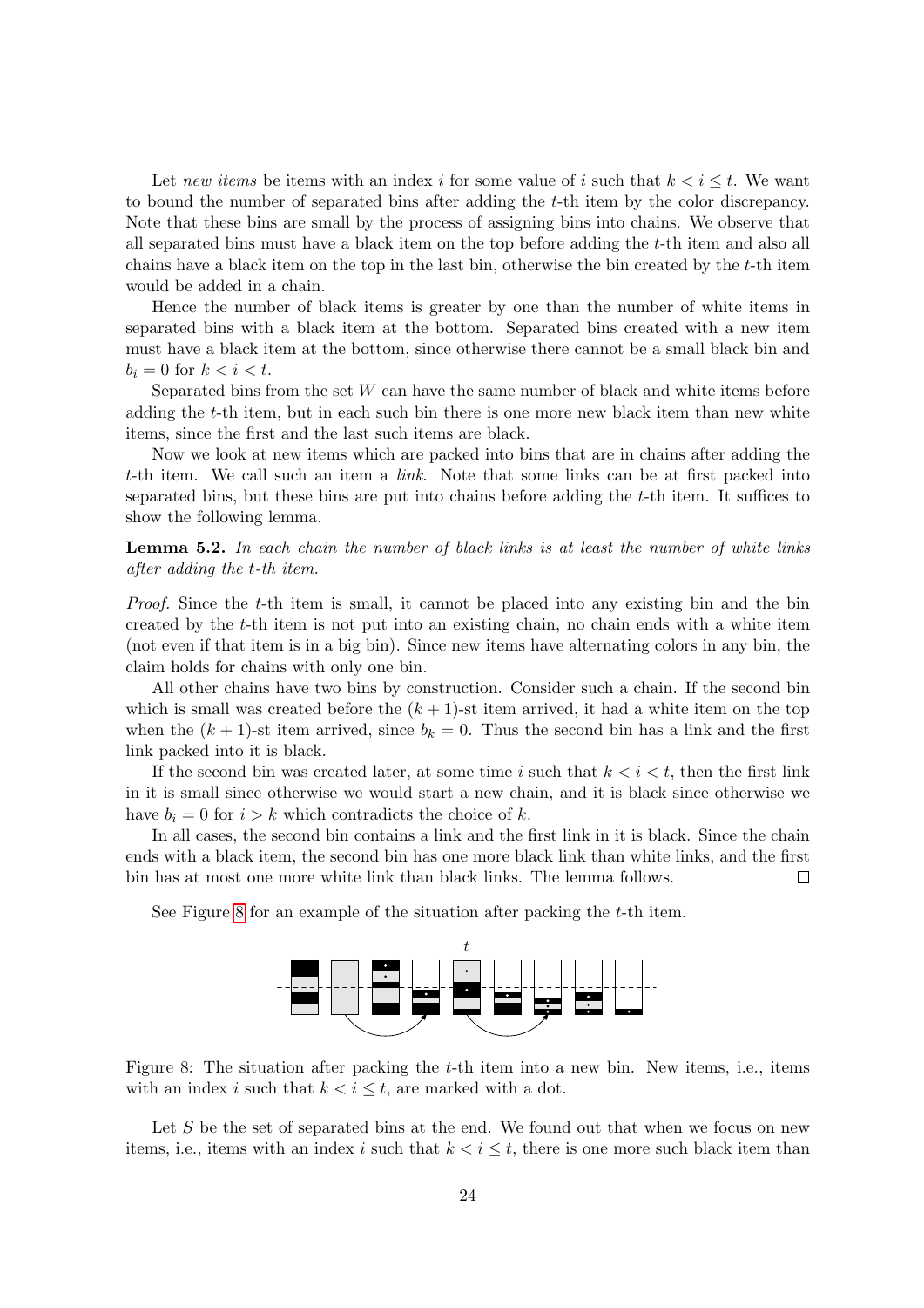Let *new items* be items with an index $i$ for some value of $i$ such that $k < i \le t$. We want to bound the number of separated bins after adding the $t$-th item by the color discrepancy. Note that these bins are small by the process of assigning bins into chains. We observe that all separated bins must have a black item on the top before adding the $t$-th item and also all chains have a black item on the top in the last bin, otherwise the bin created by the $t$-th item would be added in a chain.

Hence the number of black items is greater by one than the number of white items in separated bins with a black item at the bottom. Separated bins created with a new item must have a black item at the bottom, since otherwise there cannot be a small black bin and $b_i = 0$ for $k < i < t$.

Separated bins from the set $W$ can have the same number of black and white items before adding the $t$-th item, but in each such bin there is one more new black item than new white items, since the first and the last such items are black.

Now we look at new items which are packed into bins that are in chains after adding the $t$-th item. We call such an item a *link*. Note that some links can be at first packed into separated bins, but these bins are put into chains before adding the $t$-th item. It suffices to show the following lemma.

**Lemma 5.2.** *In each chain the number of black links is at least the number of white links after adding the $t$-th item.*

*Proof.* Since the $t$-th item is small, it cannot be placed into any existing bin and the bin created by the $t$-th item is not put into an existing chain, no chain ends with a white item (not even if that item is in a big bin). Since new items have alternating colors in any bin, the claim holds for chains with only one bin.

All other chains have two bins by construction. Consider such a chain. If the second bin which is small was created before the $(k+1)$-st item arrived, it had a white item on the top when the $(k+1)$-st item arrived, since $b_k = 0$. Thus the second bin has a link and the first link packed into it is black.

If the second bin was created later, at some time $i$ such that $k < i < t$, then the first link in it is small since otherwise we would start a new chain, and it is black since otherwise we have $b_i = 0$ for $i > k$ which contradicts the choice of $k$.

In all cases, the second bin contains a link and the first link in it is black. Since the chain ends with a black item, the second bin has one more black link than white links, and the first bin has at most one more white link than black links. The lemma follows. □

See Figure 8 for an example of the situation after packing the $t$-th item.

Figure 8: The situation after packing the $t$-th item into a new bin. New items, i.e., items with an index $i$ such that $k < i \le t$, are marked with a dot.

Let $S$ be the set of separated bins at the end. We found out that when we focus on new items, i.e., items with an index $i$ such that $k < i \le t$, there is one more such black item than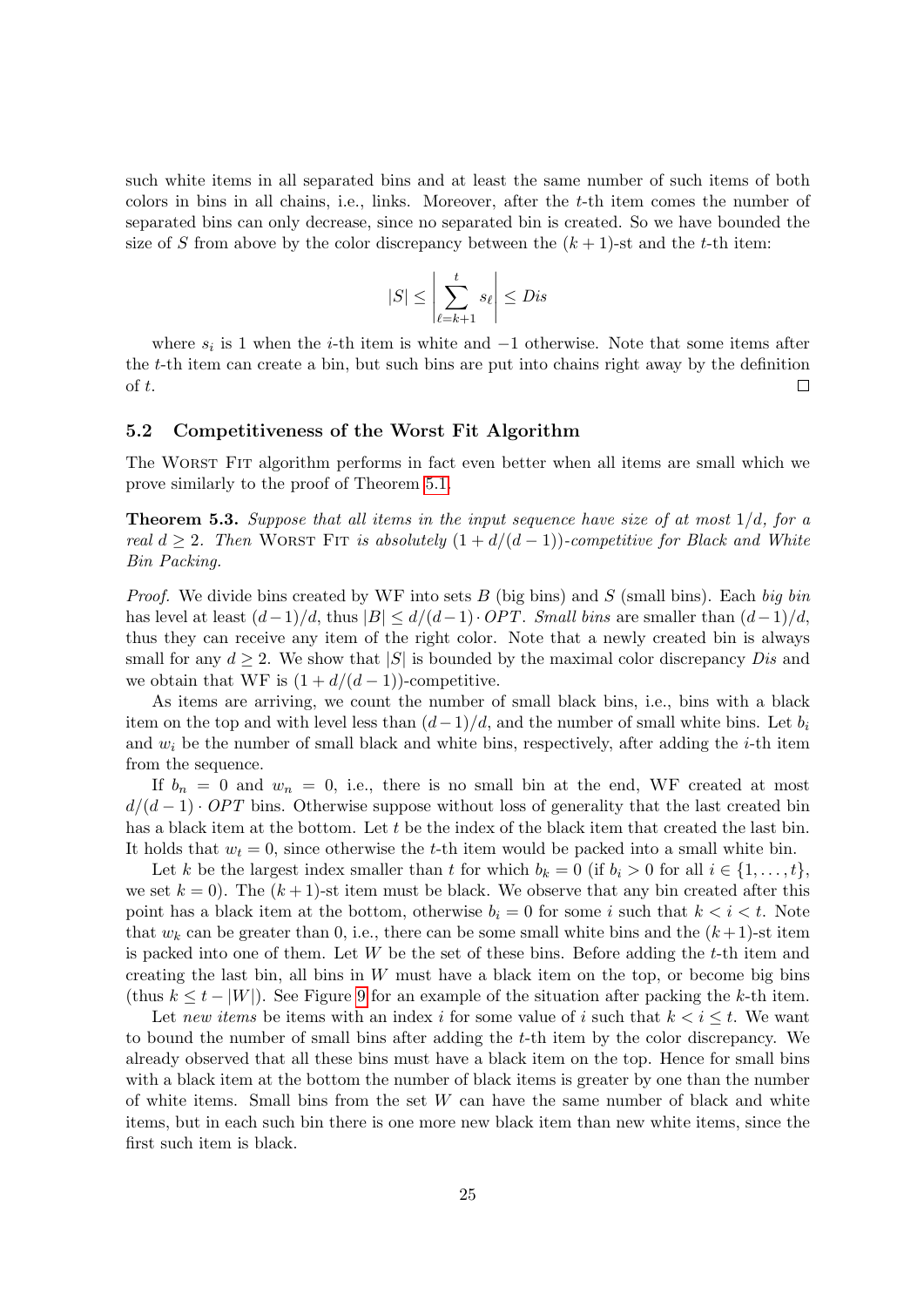such white items in all separated bins and at least the same number of such items of both colors in bins in all chains, i.e., links. Moreover, after the $t$-th item comes the number of separated bins can only decrease, since no separated bin is created. So we have bounded the size of $S$ from above by the color discrepancy between the $(k+1)$-st and the $t$-th item:

$$|S| \leq \left| \sum_{\ell=k+1}^{t} s_\ell \right| \leq Dis$$

where $s_i$ is 1 when the $i$-th item is white and $-1$ otherwise. Note that some items after the $t$-th item can create a bin, but such bins are put into chains right away by the definition of $t$. □

### 5.2 Competitiveness of the Worst Fit Algorithm

The Worst Fit algorithm performs in fact even better when all items are small which we prove similarly to the proof of Theorem 5.1.

**Theorem 5.3.** *Suppose that all items in the input sequence have size of at most $1/d$, for a real $d \geq 2$. Then* Worst Fit *is absolutely $(1 + d/(d-1))$-competitive for Black and White Bin Packing.*

*Proof.* We divide bins created by WF into sets $B$ (big bins) and $S$ (small bins). Each *big bin* has level at least $(d-1)/d$, thus $|B| \leq d/(d-1) \cdot OPT$. *Small bins* are smaller than $(d-1)/d$, thus they can receive any item of the right color. Note that a newly created bin is always small for any $d \geq 2$. We show that $|S|$ is bounded by the maximal color discrepancy $Dis$ and we obtain that WF is $(1 + d/(d-1))$-competitive.

As items are arriving, we count the number of small black bins, i.e., bins with a black item on the top and with level less than $(d-1)/d$, and the number of small white bins. Let $b_i$ and $w_i$ be the number of small black and white bins, respectively, after adding the $i$-th item from the sequence.

If $b_n = 0$ and $w_n = 0$, i.e., there is no small bin at the end, WF created at most $d/(d-1) \cdot OPT$ bins. Otherwise suppose without loss of generality that the last created bin has a black item at the bottom. Let $t$ be the index of the black item that created the last bin. It holds that $w_t = 0$, since otherwise the $t$-th item would be packed into a small white bin.

Let $k$ be the largest index smaller than $t$ for which $b_k = 0$ (if $b_i > 0$ for all $i \in \{1, \ldots, t\}$, we set $k = 0$). The $(k+1)$-st item must be black. We observe that any bin created after this point has a black item at the bottom, otherwise $b_i = 0$ for some $i$ such that $k < i < t$. Note that $w_k$ can be greater than 0, i.e., there can be some small white bins and the $(k+1)$-st item is packed into one of them. Let $W$ be the set of these bins. Before adding the $t$-th item and creating the last bin, all bins in $W$ must have a black item on the top, or become big bins (thus $k \leq t - |W|$). See Figure 9 for an example of the situation after packing the $k$-th item.

Let *new items* be items with an index $i$ for some value of $i$ such that $k < i \leq t$. We want to bound the number of small bins after adding the $t$-th item by the color discrepancy. We already observed that all these bins must have a black item on the top. Hence for small bins with a black item at the bottom the number of black items is greater by one than the number of white items. Small bins from the set $W$ can have the same number of black and white items, but in each such bin there is one more new black item than new white items, since the first such item is black.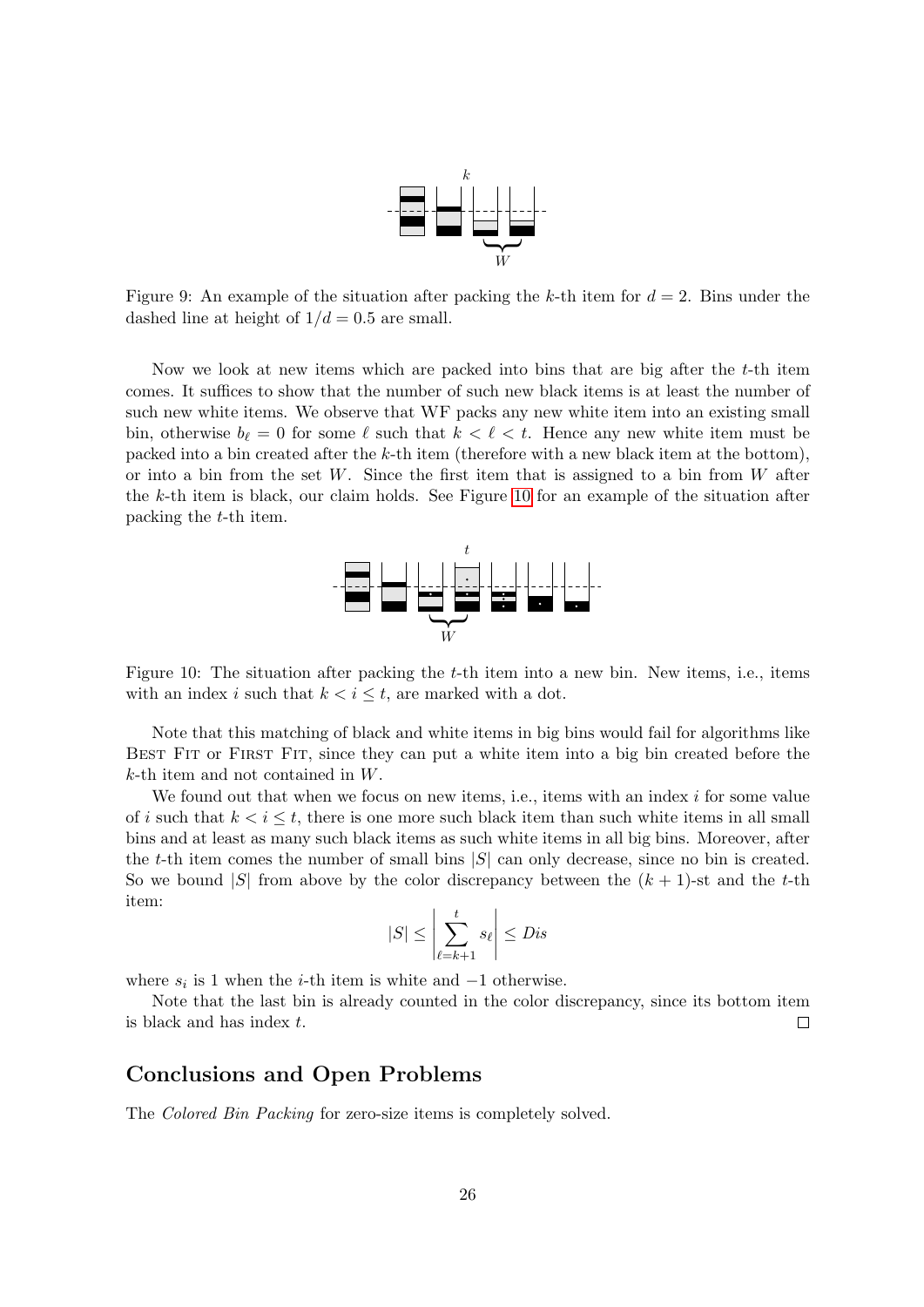Figure 9: An example of the situation after packing the $k$-th item for $d = 2$. Bins under the dashed line at height of $1/d = 0.5$ are small.

Now we look at new items which are packed into bins that are big after the $t$-th item comes. It suffices to show that the number of such new black items is at least the number of such new white items. We observe that WF packs any new white item into an existing small bin, otherwise $b_\ell = 0$ for some $\ell$ such that $k < \ell < t$. Hence any new white item must be packed into a bin created after the $k$-th item (therefore with a new black item at the bottom), or into a bin from the set $W$. Since the first item that is assigned to a bin from $W$ after the $k$-th item is black, our claim holds. See Figure 10 for an example of the situation after packing the $t$-th item.

Figure 10: The situation after packing the $t$-th item into a new bin. New items, i.e., items with an index $i$ such that $k < i \leq t$, are marked with a dot.

Note that this matching of black and white items in big bins would fail for algorithms like Best Fit or First Fit, since they can put a white item into a big bin created before the $k$-th item and not contained in $W$.

We found out that when we focus on new items, i.e., items with an index $i$ for some value of $i$ such that $k < i \leq t$, there is one more such black item than such white items in all small bins and at least as many such black items as such white items in all big bins. Moreover, after the $t$-th item comes the number of small bins $|S|$ can only decrease, since no bin is created. So we bound $|S|$ from above by the color discrepancy between the $(k+1)$-st and the $t$-th item:

$$|S| \leq \left| \sum_{\ell=k+1}^{t} s_\ell \right| \leq Dis$$

where $s_i$ is 1 when the $i$-th item is white and $-1$ otherwise.

Note that the last bin is already counted in the color discrepancy, since its bottom item is black and has index $t$. □

## Conclusions and Open Problems

The *Colored Bin Packing* for zero-size items is completely solved.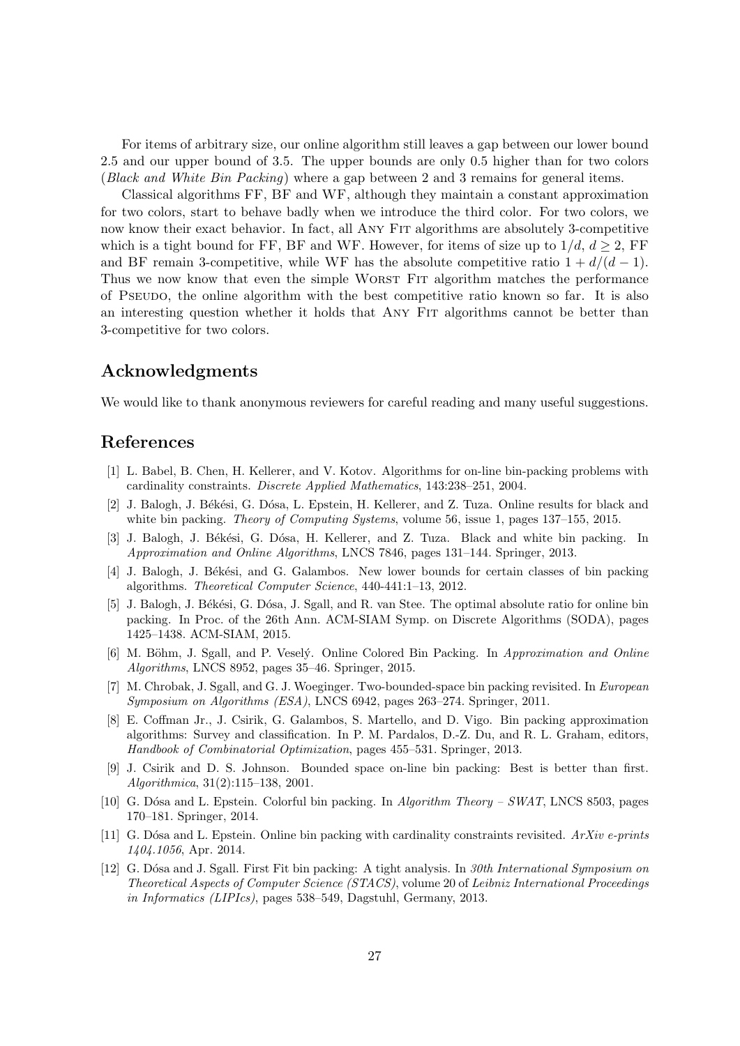For items of arbitrary size, our online algorithm still leaves a gap between our lower bound 2.5 and our upper bound of 3.5. The upper bounds are only 0.5 higher than for two colors (*Black and White Bin Packing*) where a gap between 2 and 3 remains for general items.

Classical algorithms FF, BF and WF, although they maintain a constant approximation for two colors, start to behave badly when we introduce the third color. For two colors, we now know their exact behavior. In fact, all Any Fit algorithms are absolutely 3-competitive which is a tight bound for FF, BF and WF. However, for items of size up to $1/d$, $d \geq 2$, FF and BF remain 3-competitive, while WF has the absolute competitive ratio $1 + d/(d-1)$. Thus we now know that even the simple Worst Fit algorithm matches the performance of Pseudo, the online algorithm with the best competitive ratio known so far. It is also an interesting question whether it holds that Any Fit algorithms cannot be better than 3-competitive for two colors.

## Acknowledgments

We would like to thank anonymous reviewers for careful reading and many useful suggestions.

## References

[1] L. Babel, B. Chen, H. Kellerer, and V. Kotov. Algorithms for on-line bin-packing problems with cardinality constraints. *Discrete Applied Mathematics*, 143:238–251, 2004.

[2] J. Balogh, J. Békési, G. Dósa, L. Epstein, H. Kellerer, and Z. Tuza. Online results for black and white bin packing. *Theory of Computing Systems*, volume 56, issue 1, pages 137–155, 2015.

[3] J. Balogh, J. Békési, G. Dósa, H. Kellerer, and Z. Tuza. Black and white bin packing. In *Approximation and Online Algorithms*, LNCS 7846, pages 131–144. Springer, 2013.

[4] J. Balogh, J. Békési, and G. Galambos. New lower bounds for certain classes of bin packing algorithms. *Theoretical Computer Science*, 440-441:1–13, 2012.

[5] J. Balogh, J. Békési, G. Dósa, J. Sgall, and R. van Stee. The optimal absolute ratio for online bin packing. In Proc. of the 26th Ann. ACM-SIAM Symp. on Discrete Algorithms (SODA), pages 1425–1438. ACM-SIAM, 2015.

[6] M. Böhm, J. Sgall, and P. Veselý. Online Colored Bin Packing. In *Approximation and Online Algorithms*, LNCS 8952, pages 35–46. Springer, 2015.

[7] M. Chrobak, J. Sgall, and G. J. Woeginger. Two-bounded-space bin packing revisited. In *European Symposium on Algorithms (ESA)*, LNCS 6942, pages 263–274. Springer, 2011.

[8] E. Coffman Jr., J. Csirik, G. Galambos, S. Martello, and D. Vigo. Bin packing approximation algorithms: Survey and classification. In P. M. Pardalos, D.-Z. Du, and R. L. Graham, editors, *Handbook of Combinatorial Optimization*, pages 455–531. Springer, 2013.

[9] J. Csirik and D. S. Johnson. Bounded space on-line bin packing: Best is better than first. *Algorithmica*, 31(2):115–138, 2001.

[10] G. Dósa and L. Epstein. Colorful bin packing. In *Algorithm Theory – SWAT*, LNCS 8503, pages 170–181. Springer, 2014.

[11] G. Dósa and L. Epstein. Online bin packing with cardinality constraints revisited. *ArXiv e-prints 1404.1056*, Apr. 2014.

[12] G. Dósa and J. Sgall. First Fit bin packing: A tight analysis. In *30th International Symposium on Theoretical Aspects of Computer Science (STACS)*, volume 20 of *Leibniz International Proceedings in Informatics (LIPIcs)*, pages 538–549, Dagstuhl, Germany, 2013.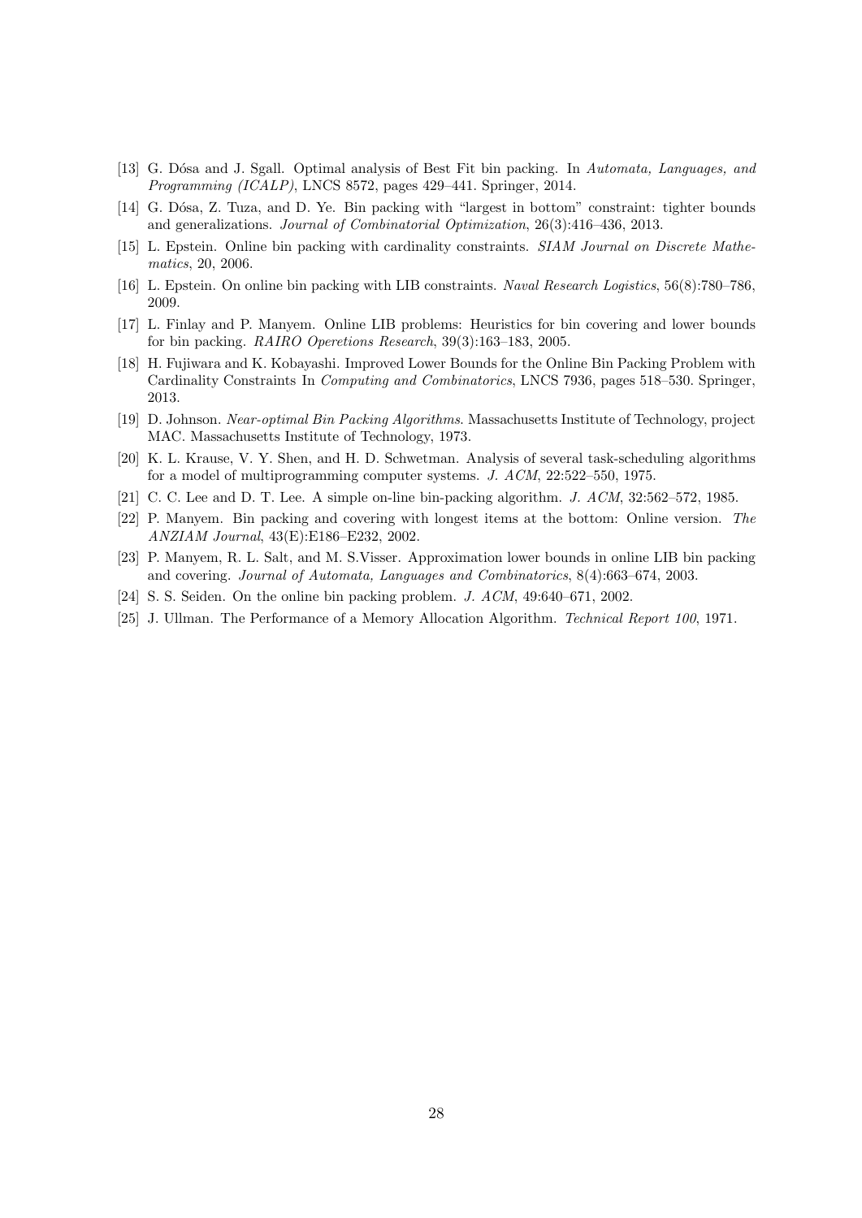[13] G. Dósa and J. Sgall. Optimal analysis of Best Fit bin packing. In *Automata, Languages, and Programming (ICALP)*, LNCS 8572, pages 429–441. Springer, 2014.

[14] G. Dósa, Z. Tuza, and D. Ye. Bin packing with "largest in bottom" constraint: tighter bounds and generalizations. *Journal of Combinatorial Optimization*, 26(3):416–436, 2013.

[15] L. Epstein. Online bin packing with cardinality constraints. *SIAM Journal on Discrete Mathematics*, 20, 2006.

[16] L. Epstein. On online bin packing with LIB constraints. *Naval Research Logistics*, 56(8):780–786, 2009.

[17] L. Finlay and P. Manyem. Online LIB problems: Heuristics for bin covering and lower bounds for bin packing. *RAIRO Operetions Research*, 39(3):163–183, 2005.

[18] H. Fujiwara and K. Kobayashi. Improved Lower Bounds for the Online Bin Packing Problem with Cardinality Constraints In *Computing and Combinatorics*, LNCS 7936, pages 518–530. Springer, 2013.

[19] D. Johnson. *Near-optimal Bin Packing Algorithms*. Massachusetts Institute of Technology, project MAC. Massachusetts Institute of Technology, 1973.

[20] K. L. Krause, V. Y. Shen, and H. D. Schwetman. Analysis of several task-scheduling algorithms for a model of multiprogramming computer systems. *J. ACM*, 22:522–550, 1975.

[21] C. C. Lee and D. T. Lee. A simple on-line bin-packing algorithm. *J. ACM*, 32:562–572, 1985.

[22] P. Manyem. Bin packing and covering with longest items at the bottom: Online version. *The ANZIAM Journal*, 43(E):E186–E232, 2002.

[23] P. Manyem, R. L. Salt, and M. S.Visser. Approximation lower bounds in online LIB bin packing and covering. *Journal of Automata, Languages and Combinatorics*, 8(4):663–674, 2003.

[24] S. S. Seiden. On the online bin packing problem. *J. ACM*, 49:640–671, 2002.

[25] J. Ullman. The Performance of a Memory Allocation Algorithm. *Technical Report 100*, 1971.